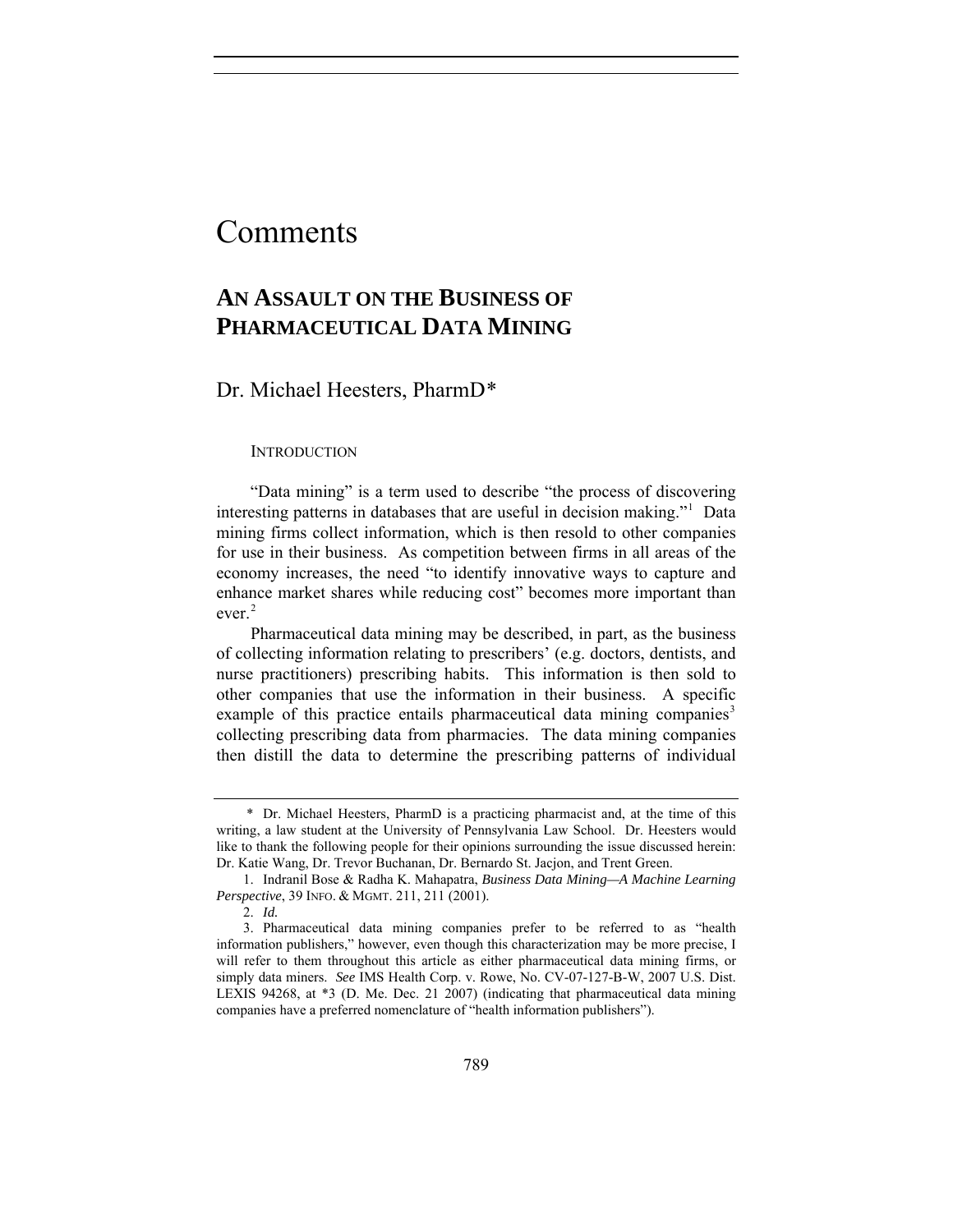# Comments

## AN ASSAULT ON THE BUSINESS OF PHARMACEUTICAL DATA MINING

Dr. Michael Heesters, PharmD*

### INTRODUCTION

"Data mining" is a term used to describe "the process of discovering interesting patterns in databases that are useful in decision making."[1] Data mining firms collect information, which is then resold to other companies for use in their business. As competition between firms in all areas of the economy increases, the need "to identify innovative ways to capture and enhance market shares while reducing cost" becomes more important than ever.[2]

Pharmaceutical data mining may be described, in part, as the business of collecting information relating to prescribers' (e.g. doctors, dentists, and nurse practitioners) prescribing habits. This information is then sold to other companies that use the information in their business. A specific example of this practice entails pharmaceutical data mining companies[3] collecting prescribing data from pharmacies. The data mining companies then distill the data to determine the prescribing patterns of individual

---

\* Dr. Michael Heesters, PharmD is a practicing pharmacist and, at the time of this writing, a law student at the University of Pennsylvania Law School. Dr. Heesters would like to thank the following people for their opinions surrounding the issue discussed herein: Dr. Katie Wang, Dr. Trevor Buchanan, Dr. Bernardo St. Jacjon, and Trent Green.

1. Indranil Bose & Radha K. Mahapatra, *Business Data Mining—A Machine Learning Perspective*, 39 INFO. & MGMT. 211, 211 (2001).

2. *Id.*

3. Pharmaceutical data mining companies prefer to be referred to as "health information publishers," however, even though this characterization may be more precise, I will refer to them throughout this article as either pharmaceutical data mining firms, or simply data miners. *See* IMS Health Corp. v. Rowe, No. CV-07-127-B-W, 2007 U.S. Dist. LEXIS 94268, at *3 (D. Me. Dec. 21 2007) (indicating that pharmaceutical data mining companies have a preferred nomenclature of "health information publishers").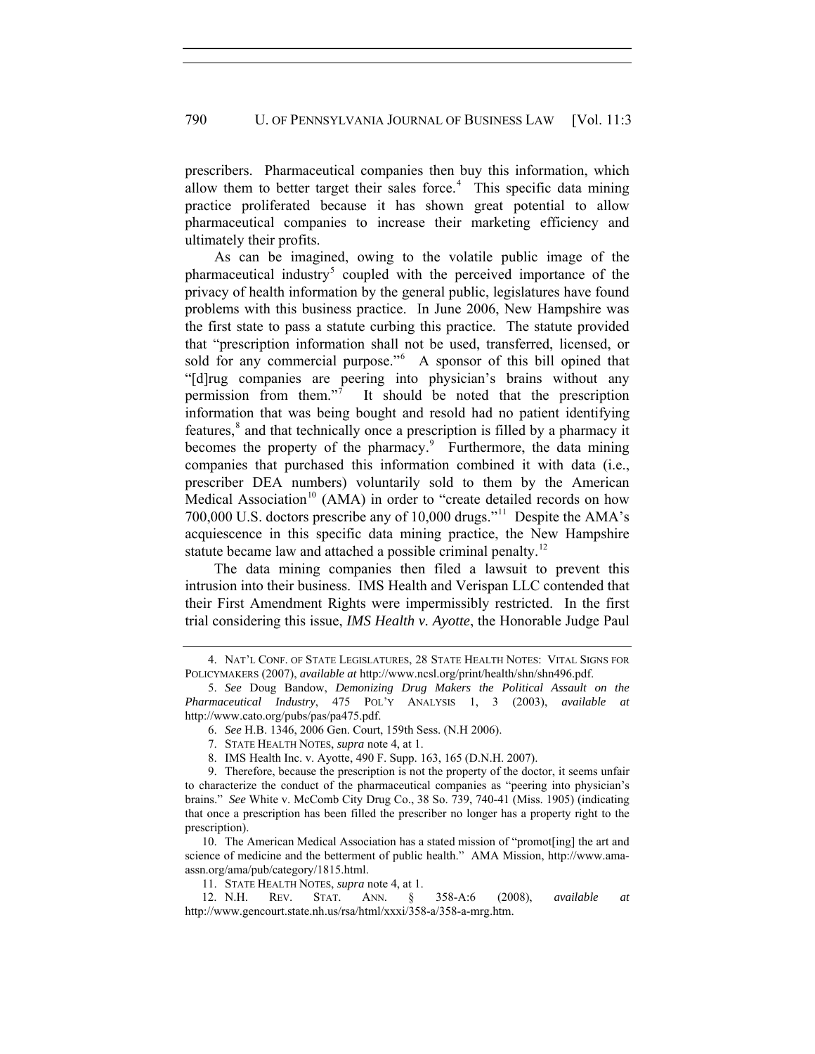prescribers. Pharmaceutical companies then buy this information, which allow them to better target their sales force.[4] This specific data mining practice proliferated because it has shown great potential to allow pharmaceutical companies to increase their marketing efficiency and ultimately their profits.

As can be imagined, owing to the volatile public image of the pharmaceutical industry[5] coupled with the perceived importance of the privacy of health information by the general public, legislatures have found problems with this business practice. In June 2006, New Hampshire was the first state to pass a statute curbing this practice. The statute provided that "prescription information shall not be used, transferred, licensed, or sold for any commercial purpose."[6] A sponsor of this bill opined that "[d]rug companies are peering into physician's brains without any permission from them."[7] It should be noted that the prescription information that was being bought and resold had no patient identifying features,[8] and that technically once a prescription is filled by a pharmacy it becomes the property of the pharmacy.[9] Furthermore, the data mining companies that purchased this information combined it with data (i.e., prescriber DEA numbers) voluntarily sold to them by the American Medical Association[10] (AMA) in order to "create detailed records on how 700,000 U.S. doctors prescribe any of 10,000 drugs."[11] Despite the AMA's acquiescence in this specific data mining practice, the New Hampshire statute became law and attached a possible criminal penalty.[12]

The data mining companies then filed a lawsuit to prevent this intrusion into their business. IMS Health and Verispan LLC contended that their First Amendment Rights were impermissibly restricted. In the first trial considering this issue, *IMS Health v. Ayotte*, the Honorable Judge Paul

---

4. NAT'L CONF. OF STATE LEGISLATURES, 28 STATE HEALTH NOTES: VITAL SIGNS FOR POLICYMAKERS (2007), *available at* http://www.ncsl.org/print/health/shn/shn496.pdf.

5. *See* Doug Bandow, *Demonizing Drug Makers the Political Assault on the Pharmaceutical Industry*, 475 POL'Y ANALYSIS 1, 3 (2003), *available at* http://www.cato.org/pubs/pas/pa475.pdf.

6. *See* H.B. 1346, 2006 Gen. Court, 159th Sess. (N.H 2006).

7. STATE HEALTH NOTES, *supra* note 4, at 1.

8. IMS Health Inc. v. Ayotte, 490 F. Supp. 163, 165 (D.N.H. 2007).

9. Therefore, because the prescription is not the property of the doctor, it seems unfair to characterize the conduct of the pharmaceutical companies as "peering into physician's brains." *See* White v. McComb City Drug Co., 38 So. 739, 740-41 (Miss. 1905) (indicating that once a prescription has been filled the prescriber no longer has a property right to the prescription).

10. The American Medical Association has a stated mission of "promot[ing] the art and science of medicine and the betterment of public health." AMA Mission, http://www.ama-assn.org/ama/pub/category/1815.html.

11. STATE HEALTH NOTES, *supra* note 4, at 1.

12. N.H. REV. STAT. ANN. § 358-A:6 (2008), *available at* http://www.gencourt.state.nh.us/rsa/html/xxxi/358-a/358-a-mrg.htm.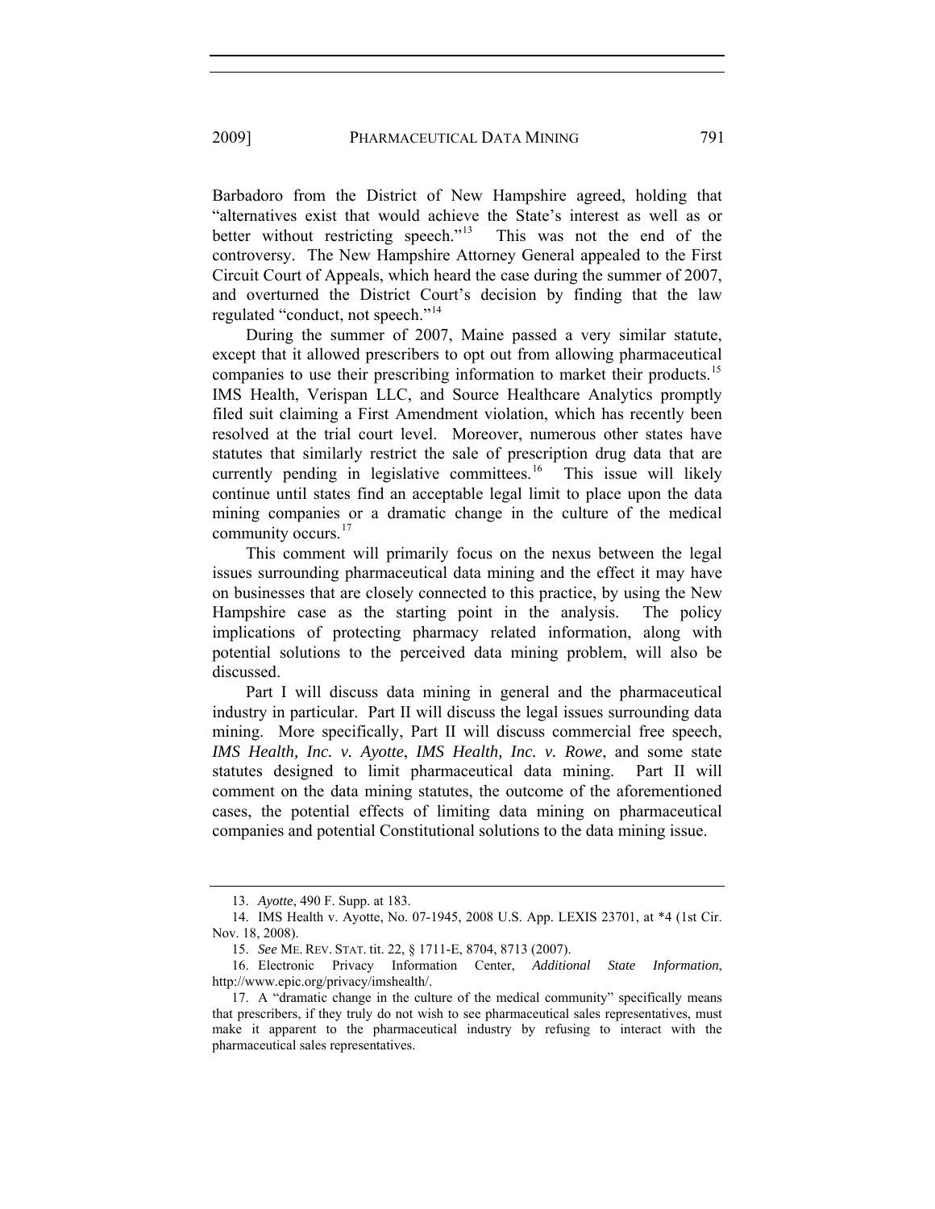Barbadoro from the District of New Hampshire agreed, holding that "alternatives exist that would achieve the State's interest as well as or better without restricting speech."[13] This was not the end of the controversy. The New Hampshire Attorney General appealed to the First Circuit Court of Appeals, which heard the case during the summer of 2007, and overturned the District Court's decision by finding that the law regulated "conduct, not speech."[14]

During the summer of 2007, Maine passed a very similar statute, except that it allowed prescribers to opt out from allowing pharmaceutical companies to use their prescribing information to market their products.[15] IMS Health, Verispan LLC, and Source Healthcare Analytics promptly filed suit claiming a First Amendment violation, which has recently been resolved at the trial court level. Moreover, numerous other states have statutes that similarly restrict the sale of prescription drug data that are currently pending in legislative committees.[16] This issue will likely continue until states find an acceptable legal limit to place upon the data mining companies or a dramatic change in the culture of the medical community occurs.[17]

This comment will primarily focus on the nexus between the legal issues surrounding pharmaceutical data mining and the effect it may have on businesses that are closely connected to this practice, by using the New Hampshire case as the starting point in the analysis. The policy implications of protecting pharmacy related information, along with potential solutions to the perceived data mining problem, will also be discussed.

Part I will discuss data mining in general and the pharmaceutical industry in particular. Part II will discuss the legal issues surrounding data mining. More specifically, Part II will discuss commercial free speech, *IMS Health, Inc. v. Ayotte*, *IMS Health, Inc. v. Rowe*, and some state statutes designed to limit pharmaceutical data mining. Part II will comment on the data mining statutes, the outcome of the aforementioned cases, the potential effects of limiting data mining on pharmaceutical companies and potential Constitutional solutions to the data mining issue.

---

13. *Ayotte*, 490 F. Supp. at 183.

14. IMS Health v. Ayotte, No. 07-1945, 2008 U.S. App. LEXIS 23701, at *4 (1st Cir. Nov. 18, 2008).

15. *See* ME. REV. STAT. tit. 22, § 1711-E, 8704, 8713 (2007).

16. Electronic Privacy Information Center, *Additional State Information*, http://www.epic.org/privacy/imshealth/.

17. A "dramatic change in the culture of the medical community" specifically means that prescribers, if they truly do not wish to see pharmaceutical sales representatives, must make it apparent to the pharmaceutical industry by refusing to interact with the pharmaceutical sales representatives.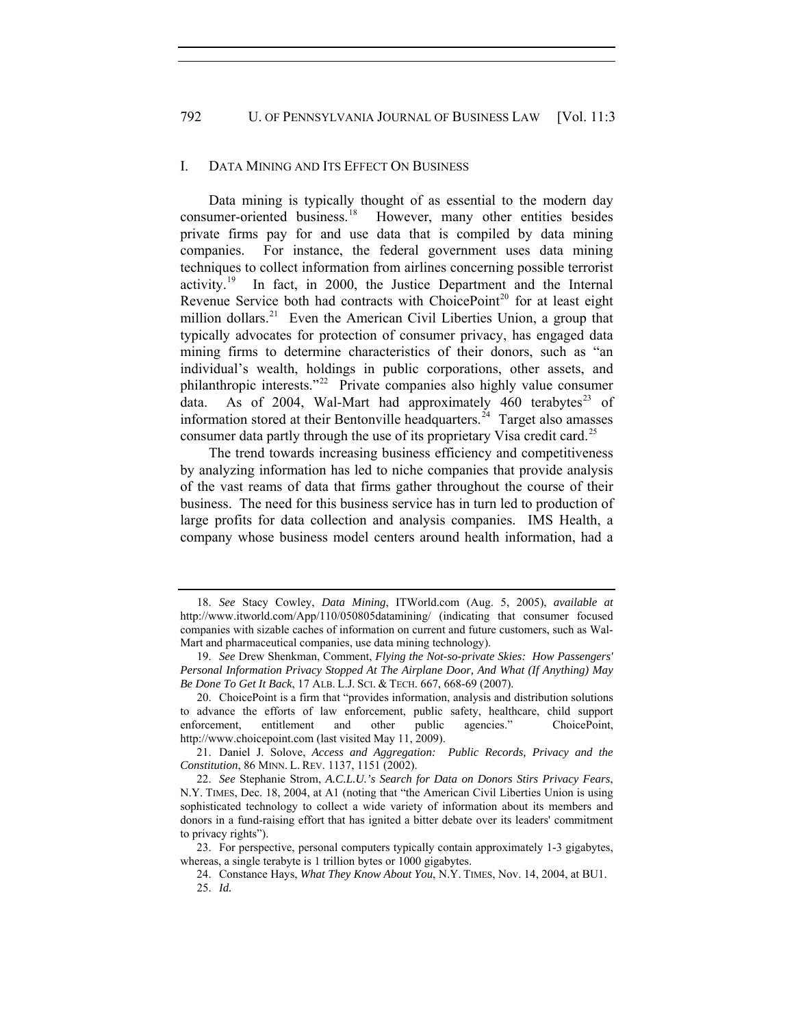## I. DATA MINING AND ITS EFFECT ON BUSINESS

Data mining is typically thought of as essential to the modern day consumer-oriented business.[18] However, many other entities besides private firms pay for and use data that is compiled by data mining companies. For instance, the federal government uses data mining techniques to collect information from airlines concerning possible terrorist activity.[19] In fact, in 2000, the Justice Department and the Internal Revenue Service both had contracts with ChoicePoint[20] for at least eight million dollars.[21] Even the American Civil Liberties Union, a group that typically advocates for protection of consumer privacy, has engaged data mining firms to determine characteristics of their donors, such as "an individual's wealth, holdings in public corporations, other assets, and philanthropic interests."[22] Private companies also highly value consumer data. As of 2004, Wal-Mart had approximately 460 terabytes[23] of information stored at their Bentonville headquarters.[24] Target also amasses consumer data partly through the use of its proprietary Visa credit card.[25]

The trend towards increasing business efficiency and competitiveness by analyzing information has led to niche companies that provide analysis of the vast reams of data that firms gather throughout the course of their business. The need for this business service has in turn led to production of large profits for data collection and analysis companies. IMS Health, a company whose business model centers around health information, had a

---

18. *See* Stacy Cowley, *Data Mining*, ITWorld.com (Aug. 5, 2005), *available at* http://www.itworld.com/App/110/050805datamining/ (indicating that consumer focused companies with sizable caches of information on current and future customers, such as Wal-Mart and pharmaceutical companies, use data mining technology).

19. *See* Drew Shenkman, Comment, *Flying the Not-so-private Skies: How Passengers' Personal Information Privacy Stopped At The Airplane Door, And What (If Anything) May Be Done To Get It Back*, 17 ALB. L.J. SCI. & TECH. 667, 668-69 (2007).

20. ChoicePoint is a firm that "provides information, analysis and distribution solutions to advance the efforts of law enforcement, public safety, healthcare, child support enforcement, entitlement and other public agencies." ChoicePoint, http://www.choicepoint.com (last visited May 11, 2009).

21. Daniel J. Solove, *Access and Aggregation: Public Records, Privacy and the Constitution*, 86 MINN. L. REV. 1137, 1151 (2002).

22. *See* Stephanie Strom, *A.C.L.U.'s Search for Data on Donors Stirs Privacy Fears*, N.Y. TIMES, Dec. 18, 2004, at A1 (noting that "the American Civil Liberties Union is using sophisticated technology to collect a wide variety of information about its members and donors in a fund-raising effort that has ignited a bitter debate over its leaders' commitment to privacy rights").

23. For perspective, personal computers typically contain approximately 1-3 gigabytes, whereas, a single terabyte is 1 trillion bytes or 1000 gigabytes.

24. Constance Hays, *What They Know About You*, N.Y. TIMES, Nov. 14, 2004, at BU1.

25. *Id.*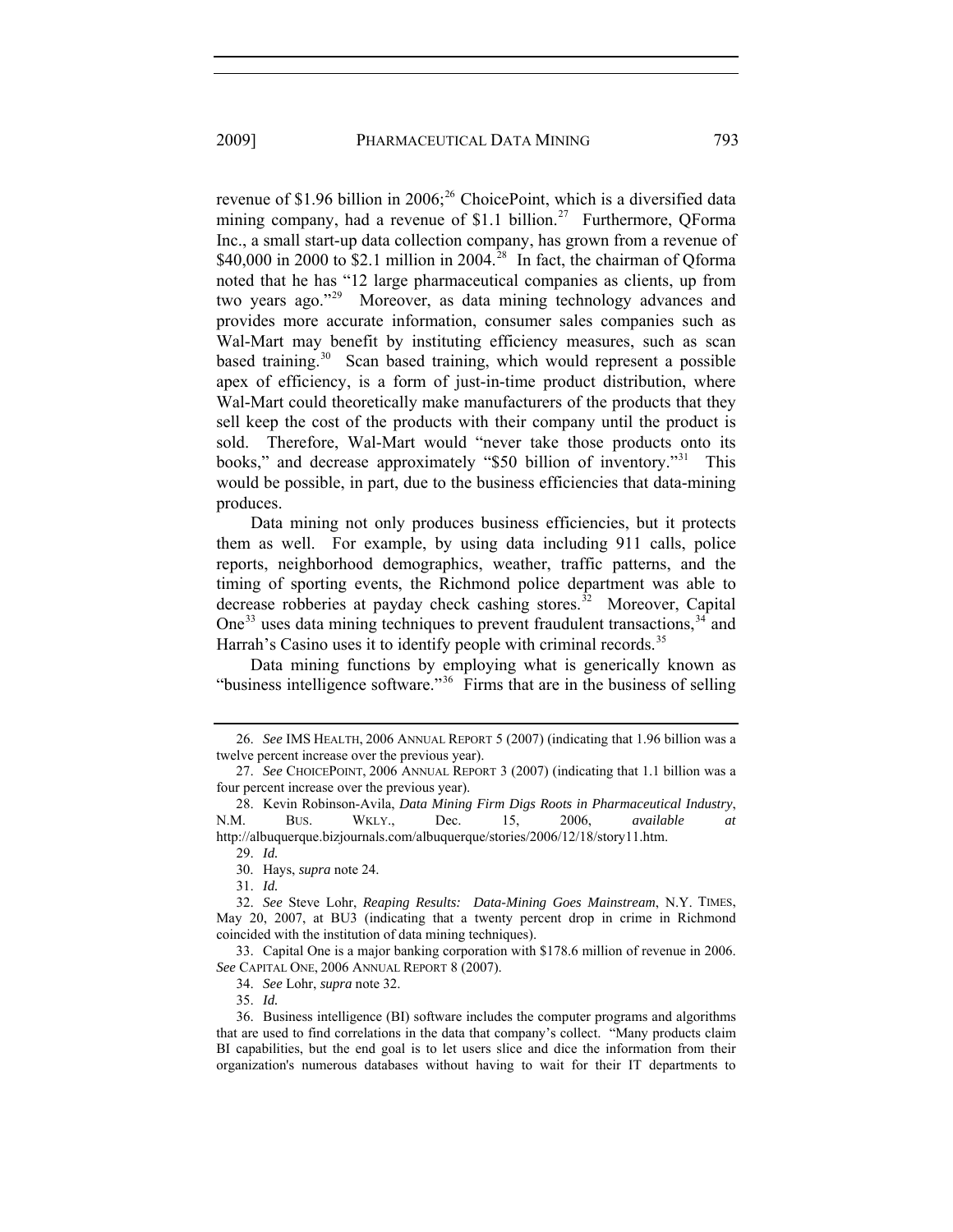revenue of $1.96 billion in 2006;[26] ChoicePoint, which is a diversified data mining company, had a revenue of $1.1 billion.[27] Furthermore, QForma Inc., a small start-up data collection company, has grown from a revenue of $40,000 in 2000 to $2.1 million in 2004.[28] In fact, the chairman of Qforma noted that he has "12 large pharmaceutical companies as clients, up from two years ago."[29] Moreover, as data mining technology advances and provides more accurate information, consumer sales companies such as Wal-Mart may benefit by instituting efficiency measures, such as scan based training.[30] Scan based training, which would represent a possible apex of efficiency, is a form of just-in-time product distribution, where Wal-Mart could theoretically make manufacturers of the products that they sell keep the cost of the products with their company until the product is sold. Therefore, Wal-Mart would "never take those products onto its books," and decrease approximately "$50 billion of inventory."[31] This would be possible, in part, due to the business efficiencies that data-mining produces.

Data mining not only produces business efficiencies, but it protects them as well. For example, by using data including 911 calls, police reports, neighborhood demographics, weather, traffic patterns, and the timing of sporting events, the Richmond police department was able to decrease robberies at payday check cashing stores.[32] Moreover, Capital One[33] uses data mining techniques to prevent fraudulent transactions,[34] and Harrah's Casino uses it to identify people with criminal records.[35]

Data mining functions by employing what is generically known as "business intelligence software."[36] Firms that are in the business of selling

---

26. *See* IMS HEALTH, 2006 ANNUAL REPORT 5 (2007) (indicating that 1.96 billion was a twelve percent increase over the previous year).

27. *See* CHOICEPOINT, 2006 ANNUAL REPORT 3 (2007) (indicating that 1.1 billion was a four percent increase over the previous year).

28. Kevin Robinson-Avila, *Data Mining Firm Digs Roots in Pharmaceutical Industry*, N.M. BUS. WKLY., Dec. 15, 2006, *available at* http://albuquerque.bizjournals.com/albuquerque/stories/2006/12/18/story11.htm.

29. *Id.*

30. Hays, *supra* note 24.

31. *Id.*

32. *See* Steve Lohr, *Reaping Results: Data-Mining Goes Mainstream*, N.Y. TIMES, May 20, 2007, at BU3 (indicating that a twenty percent drop in crime in Richmond coincided with the institution of data mining techniques).

33. Capital One is a major banking corporation with $178.6 million of revenue in 2006. *See* CAPITAL ONE, 2006 ANNUAL REPORT 8 (2007).

34. *See* Lohr, *supra* note 32.

35. *Id.*

36. Business intelligence (BI) software includes the computer programs and algorithms that are used to find correlations in the data that company's collect. "Many products claim BI capabilities, but the end goal is to let users slice and dice the information from their organization's numerous databases without having to wait for their IT departments to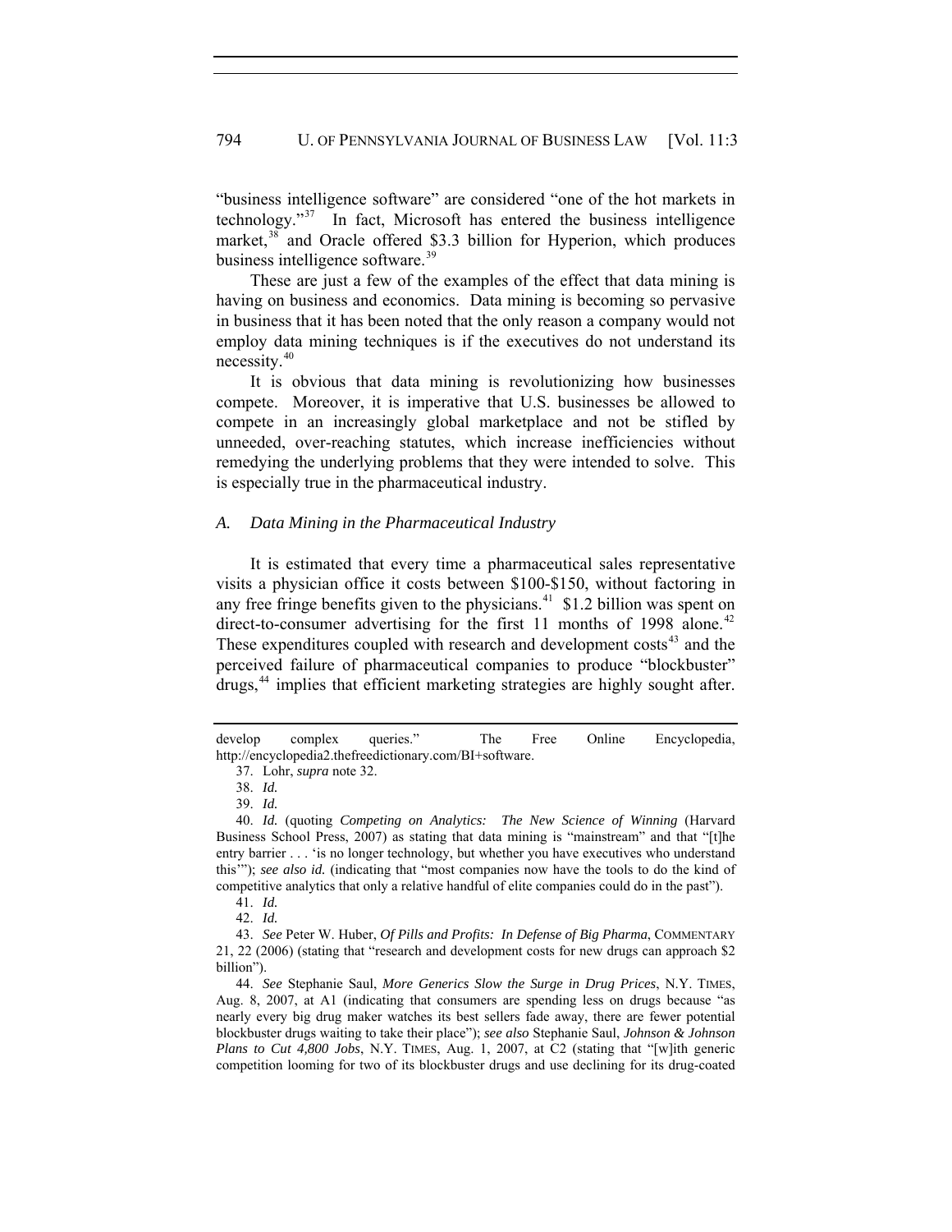"business intelligence software" are considered "one of the hot markets in technology."[37] In fact, Microsoft has entered the business intelligence market,[38] and Oracle offered $3.3 billion for Hyperion, which produces business intelligence software.[39]

These are just a few of the examples of the effect that data mining is having on business and economics. Data mining is becoming so pervasive in business that it has been noted that the only reason a company would not employ data mining techniques is if the executives do not understand its necessity.[40]

It is obvious that data mining is revolutionizing how businesses compete. Moreover, it is imperative that U.S. businesses be allowed to compete in an increasingly global marketplace and not be stifled by unneeded, over-reaching statutes, which increase inefficiencies without remedying the underlying problems that they were intended to solve. This is especially true in the pharmaceutical industry.

### *A. Data Mining in the Pharmaceutical Industry*

It is estimated that every time a pharmaceutical sales representative visits a physician office it costs between $100-$150, without factoring in any free fringe benefits given to the physicians.[41] $1.2 billion was spent on direct-to-consumer advertising for the first 11 months of 1998 alone.[42] These expenditures coupled with research and development costs[43] and the perceived failure of pharmaceutical companies to produce "blockbuster" drugs,[44] implies that efficient marketing strategies are highly sought after.

---

develop complex queries." The Free Online Encyclopedia, http://encyclopedia2.thefreedictionary.com/BI+software.

37. Lohr, *supra* note 32.

38. *Id.*

39. *Id.*

40. *Id.* (quoting *Competing on Analytics: The New Science of Winning* (Harvard Business School Press, 2007) as stating that data mining is "mainstream" and that "[t]he entry barrier . . . 'is no longer technology, but whether you have executives who understand this'"); *see also id.* (indicating that "most companies now have the tools to do the kind of competitive analytics that only a relative handful of elite companies could do in the past").

41. *Id.*

42. *Id.*

43. *See* Peter W. Huber, *Of Pills and Profits: In Defense of Big Pharma*, COMMENTARY 21, 22 (2006) (stating that "research and development costs for new drugs can approach $2 billion").

44. *See* Stephanie Saul, *More Generics Slow the Surge in Drug Prices*, N.Y. TIMES, Aug. 8, 2007, at A1 (indicating that consumers are spending less on drugs because "as nearly every big drug maker watches its best sellers fade away, there are fewer potential blockbuster drugs waiting to take their place"); *see also* Stephanie Saul, *Johnson & Johnson Plans to Cut 4,800 Jobs*, N.Y. TIMES, Aug. 1, 2007, at C2 (stating that "[w]ith generic competition looming for two of its blockbuster drugs and use declining for its drug-coated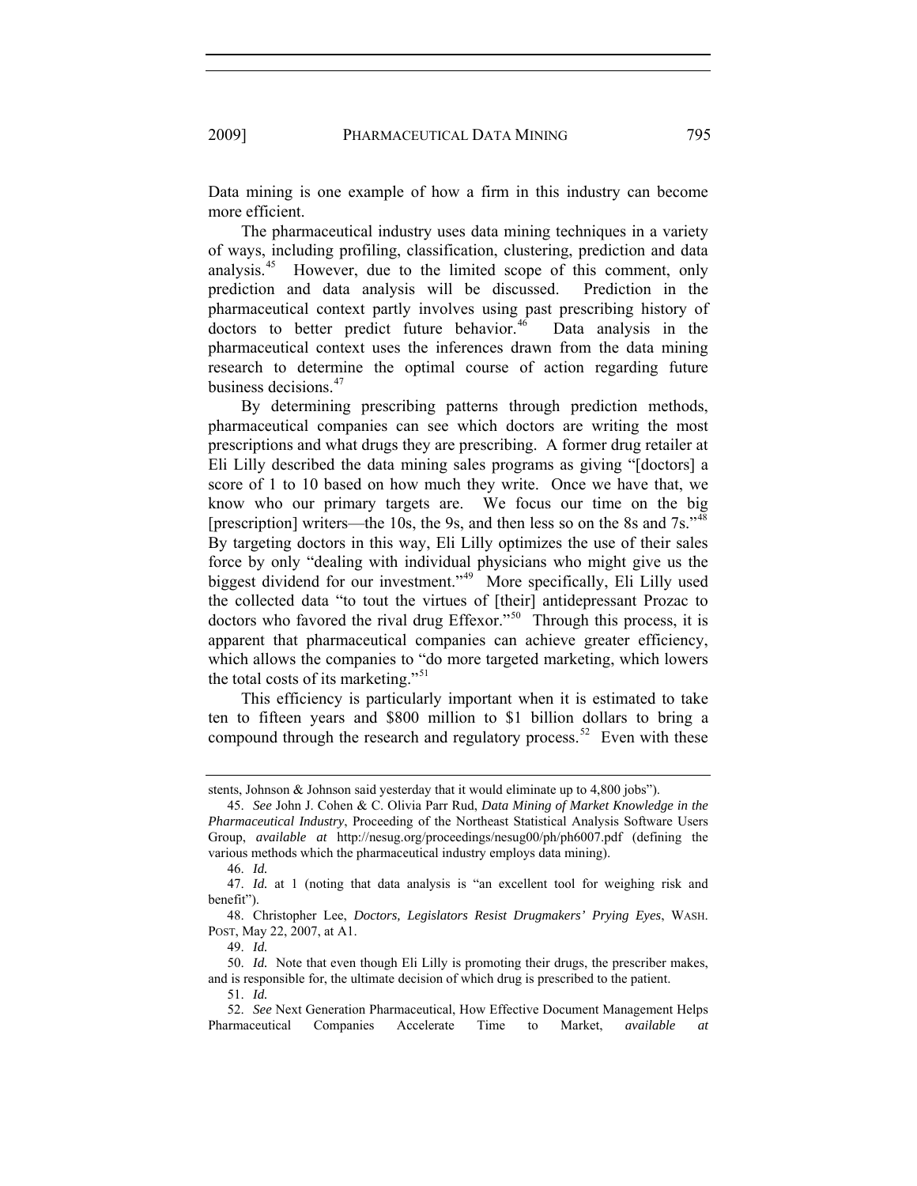Data mining is one example of how a firm in this industry can become more efficient.

The pharmaceutical industry uses data mining techniques in a variety of ways, including profiling, classification, clustering, prediction and data analysis.[45] However, due to the limited scope of this comment, only prediction and data analysis will be discussed. Prediction in the pharmaceutical context partly involves using past prescribing history of doctors to better predict future behavior.[46] Data analysis in the pharmaceutical context uses the inferences drawn from the data mining research to determine the optimal course of action regarding future business decisions.[47]

By determining prescribing patterns through prediction methods, pharmaceutical companies can see which doctors are writing the most prescriptions and what drugs they are prescribing. A former drug retailer at Eli Lilly described the data mining sales programs as giving "[doctors] a score of 1 to 10 based on how much they write. Once we have that, we know who our primary targets are. We focus our time on the big [prescription] writers—the 10s, the 9s, and then less so on the 8s and 7s."[48] By targeting doctors in this way, Eli Lilly optimizes the use of their sales force by only "dealing with individual physicians who might give us the biggest dividend for our investment."[49] More specifically, Eli Lilly used the collected data "to tout the virtues of [their] antidepressant Prozac to doctors who favored the rival drug Effexor."[50] Through this process, it is apparent that pharmaceutical companies can achieve greater efficiency, which allows the companies to "do more targeted marketing, which lowers the total costs of its marketing."[51]

This efficiency is particularly important when it is estimated to take ten to fifteen years and $800 million to $1 billion dollars to bring a compound through the research and regulatory process.[52] Even with these

---

stents, Johnson & Johnson said yesterday that it would eliminate up to 4,800 jobs").

45. *See* John J. Cohen & C. Olivia Parr Rud, *Data Mining of Market Knowledge in the Pharmaceutical Industry*, Proceeding of the Northeast Statistical Analysis Software Users Group, *available at* http://nesug.org/proceedings/nesug00/ph/ph6007.pdf (defining the various methods which the pharmaceutical industry employs data mining).

46. *Id.*

47. *Id.* at 1 (noting that data analysis is "an excellent tool for weighing risk and benefit").

48. Christopher Lee, *Doctors, Legislators Resist Drugmakers' Prying Eyes*, WASH. POST, May 22, 2007, at A1.

49. *Id.*

50. *Id.* Note that even though Eli Lilly is promoting their drugs, the prescriber makes, and is responsible for, the ultimate decision of which drug is prescribed to the patient.

51. *Id.*

52. *See* Next Generation Pharmaceutical, How Effective Document Management Helps Pharmaceutical Companies Accelerate Time to Market, *available at*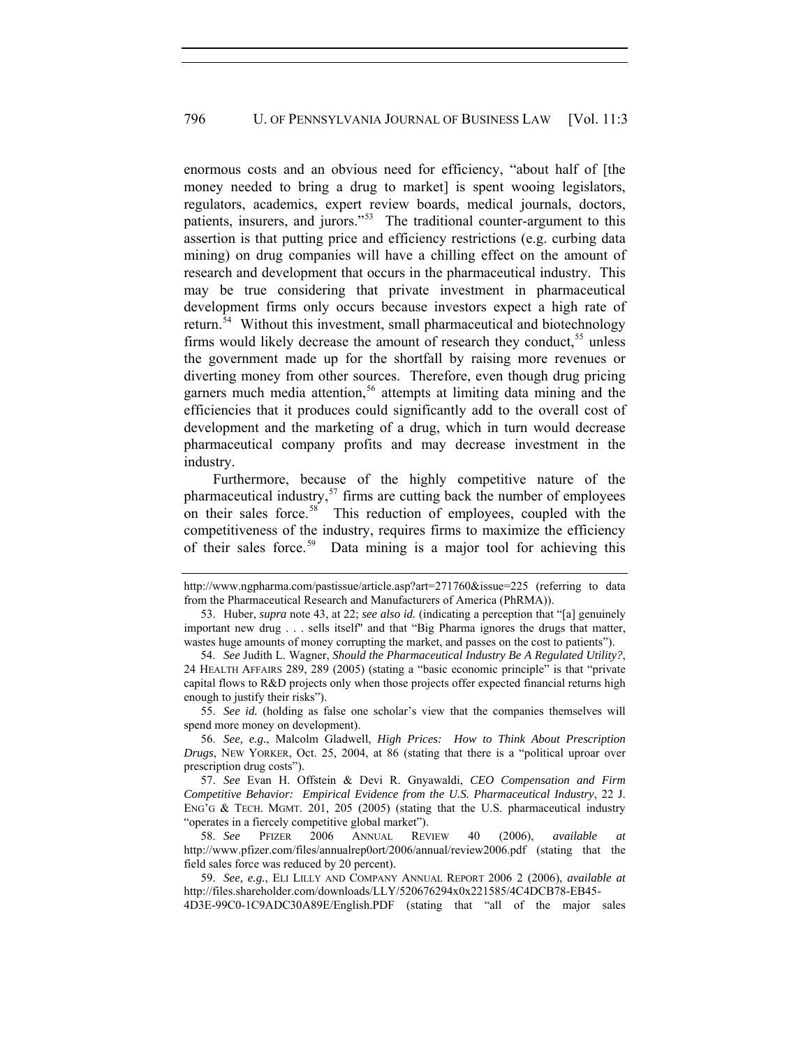enormous costs and an obvious need for efficiency, "about half of [the money needed to bring a drug to market] is spent wooing legislators, regulators, academics, expert review boards, medical journals, doctors, patients, insurers, and jurors."[53] The traditional counter-argument to this assertion is that putting price and efficiency restrictions (e.g. curbing data mining) on drug companies will have a chilling effect on the amount of research and development that occurs in the pharmaceutical industry. This may be true considering that private investment in pharmaceutical development firms only occurs because investors expect a high rate of return.[54] Without this investment, small pharmaceutical and biotechnology firms would likely decrease the amount of research they conduct,[55] unless the government made up for the shortfall by raising more revenues or diverting money from other sources. Therefore, even though drug pricing garners much media attention,[56] attempts at limiting data mining and the efficiencies that it produces could significantly add to the overall cost of development and the marketing of a drug, which in turn would decrease pharmaceutical company profits and may decrease investment in the industry.

Furthermore, because of the highly competitive nature of the pharmaceutical industry,[57] firms are cutting back the number of employees on their sales force.[58] This reduction of employees, coupled with the competitiveness of the industry, requires firms to maximize the efficiency of their sales force.[59] Data mining is a major tool for achieving this

---

http://www.ngpharma.com/pastissue/article.asp?art=271760&issue=225 (referring to data from the Pharmaceutical Research and Manufacturers of America (PhRMA)).

53. Huber, *supra* note 43, at 22; *see also id.* (indicating a perception that "[a] genuinely important new drug . . . sells itself" and that "Big Pharma ignores the drugs that matter, wastes huge amounts of money corrupting the market, and passes on the cost to patients").

54. *See* Judith L. Wagner, *Should the Pharmaceutical Industry Be A Regulated Utility?*, 24 HEALTH AFFAIRS 289, 289 (2005) (stating a "basic economic principle" is that "private capital flows to R&D projects only when those projects offer expected financial returns high enough to justify their risks").

55. *See id.* (holding as false one scholar's view that the companies themselves will spend more money on development).

56. *See, e.g.*, Malcolm Gladwell, *High Prices: How to Think About Prescription Drugs*, NEW YORKER, Oct. 25, 2004, at 86 (stating that there is a "political uproar over prescription drug costs").

57. *See* Evan H. Offstein & Devi R. Gnyawaldi, *CEO Compensation and Firm Competitive Behavior: Empirical Evidence from the U.S. Pharmaceutical Industry*, 22 J. ENG'G & TECH. MGMT. 201, 205 (2005) (stating that the U.S. pharmaceutical industry "operates in a fiercely competitive global market").

58. *See* PFIZER 2006 ANNUAL REVIEW 40 (2006), *available at* http://www.pfizer.com/files/annualrep0ort/2006/annual/review2006.pdf (stating that the field sales force was reduced by 20 percent).

59. *See, e.g.*, ELI LILLY AND COMPANY ANNUAL REPORT 2006 2 (2006), *available at* http://files.shareholder.com/downloads/LLY/520676294x0x221585/4C4DCB78-EB45-4D3E-99C0-1C9ADC30A89E/English.PDF (stating that "all of the major sales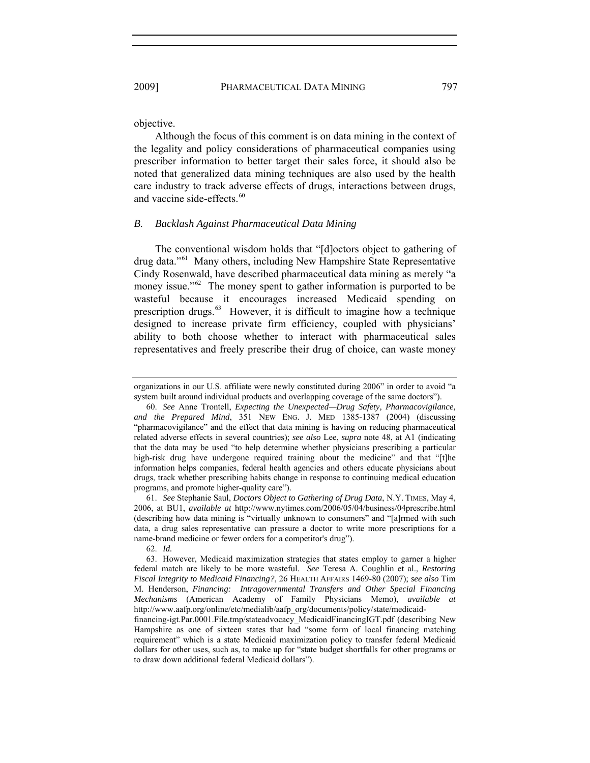objective.

Although the focus of this comment is on data mining in the context of the legality and policy considerations of pharmaceutical companies using prescriber information to better target their sales force, it should also be noted that generalized data mining techniques are also used by the health care industry to track adverse effects of drugs, interactions between drugs, and vaccine side-effects.[60]

### *B. Backlash Against Pharmaceutical Data Mining*

The conventional wisdom holds that "[d]octors object to gathering of drug data."[61] Many others, including New Hampshire State Representative Cindy Rosenwald, have described pharmaceutical data mining as merely "a money issue."[62] The money spent to gather information is purported to be wasteful because it encourages increased Medicaid spending on prescription drugs.[63] However, it is difficult to imagine how a technique designed to increase private firm efficiency, coupled with physicians' ability to both choose whether to interact with pharmaceutical sales representatives and freely prescribe their drug of choice, can waste money

---

organizations in our U.S. affiliate were newly constituted during 2006" in order to avoid "a system built around individual products and overlapping coverage of the same doctors").

60. *See* Anne Trontell, *Expecting the Unexpected—Drug Safety, Pharmacovigilance, and the Prepared Mind*, 351 NEW ENG. J. MED 1385-1387 (2004) (discussing "pharmacovigilance" and the effect that data mining is having on reducing pharmaceutical related adverse effects in several countries); *see also* Lee, *supra* note 48, at A1 (indicating that the data may be used "to help determine whether physicians prescribing a particular high-risk drug have undergone required training about the medicine" and that "[t]he information helps companies, federal health agencies and others educate physicians about drugs, track whether prescribing habits change in response to continuing medical education programs, and promote higher-quality care").

61. *See* Stephanie Saul, *Doctors Object to Gathering of Drug Data*, N.Y. TIMES, May 4, 2006, at BU1, *available at* http://www.nytimes.com/2006/05/04/business/04prescribe.html (describing how data mining is "virtually unknown to consumers" and "[a]rmed with such data, a drug sales representative can pressure a doctor to write more prescriptions for a name-brand medicine or fewer orders for a competitor's drug").

62. *Id.*

63. However, Medicaid maximization strategies that states employ to garner a higher federal match are likely to be more wasteful. *See* Teresa A. Coughlin et al., *Restoring Fiscal Integrity to Medicaid Financing?*, 26 HEALTH AFFAIRS 1469-80 (2007); *see also* Tim M. Henderson, *Financing: Intragovernmental Transfers and Other Special Financing Mechanisms* (American Academy of Family Physicians Memo), *available at* http://www.aafp.org/online/etc/medialib/aafp_org/documents/policy/state/medicaid-financing-igt.Par.0001.File.tmp/stateadvocacy_MedicaidFinancingIGT.pdf (describing New Hampshire as one of sixteen states that had "some form of local financing matching requirement" which is a state Medicaid maximization policy to transfer federal Medicaid dollars for other uses, such as, to make up for "state budget shortfalls for other programs or to draw down additional federal Medicaid dollars").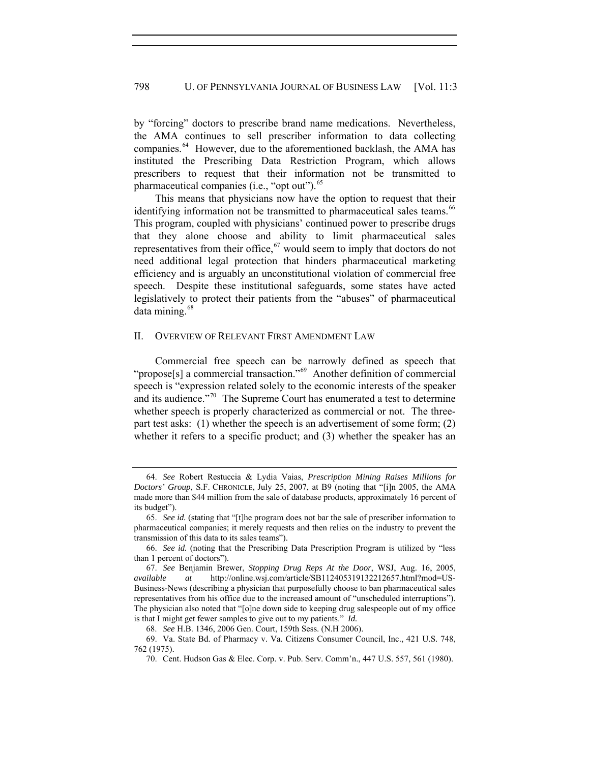by "forcing" doctors to prescribe brand name medications. Nevertheless, the AMA continues to sell prescriber information to data collecting companies.[64] However, due to the aforementioned backlash, the AMA has instituted the Prescribing Data Restriction Program, which allows prescribers to request that their information not be transmitted to pharmaceutical companies (i.e., "opt out").[65]

This means that physicians now have the option to request that their identifying information not be transmitted to pharmaceutical sales teams.[66] This program, coupled with physicians' continued power to prescribe drugs that they alone choose and ability to limit pharmaceutical sales representatives from their office,[67] would seem to imply that doctors do not need additional legal protection that hinders pharmaceutical marketing efficiency and is arguably an unconstitutional violation of commercial free speech. Despite these institutional safeguards, some states have acted legislatively to protect their patients from the "abuses" of pharmaceutical data mining.[68]

## II. OVERVIEW OF RELEVANT FIRST AMENDMENT LAW

Commercial free speech can be narrowly defined as speech that "propose[s] a commercial transaction."[69] Another definition of commercial speech is "expression related solely to the economic interests of the speaker and its audience."[70] The Supreme Court has enumerated a test to determine whether speech is properly characterized as commercial or not. The three-part test asks: (1) whether the speech is an advertisement of some form; (2) whether it refers to a specific product; and (3) whether the speaker has an

---

64. *See* Robert Restuccia & Lydia Vaias, *Prescription Mining Raises Millions for Doctors' Group*, S.F. CHRONICLE, July 25, 2007, at B9 (noting that "[i]n 2005, the AMA made more than $44 million from the sale of database products, approximately 16 percent of its budget").

65. *See id.* (stating that "[t]he program does not bar the sale of prescriber information to pharmaceutical companies; it merely requests and then relies on the industry to prevent the transmission of this data to its sales teams").

66. *See id.* (noting that the Prescribing Data Prescription Program is utilized by "less than 1 percent of doctors").

67. *See* Benjamin Brewer, *Stopping Drug Reps At the Door*, WSJ, Aug. 16, 2005, *available at* http://online.wsj.com/article/SB112405319132212657.html?mod=US-Business-News (describing a physician that purposefully choose to ban pharmaceutical sales representatives from his office due to the increased amount of "unscheduled interruptions"). The physician also noted that "[o]ne down side to keeping drug salespeople out of my office is that I might get fewer samples to give out to my patients." *Id.*

68. *See* H.B. 1346, 2006 Gen. Court, 159th Sess. (N.H 2006).

69. Va. State Bd. of Pharmacy v. Va. Citizens Consumer Council, Inc., 421 U.S. 748, 762 (1975).

70. Cent. Hudson Gas & Elec. Corp. v. Pub. Serv. Comm'n., 447 U.S. 557, 561 (1980).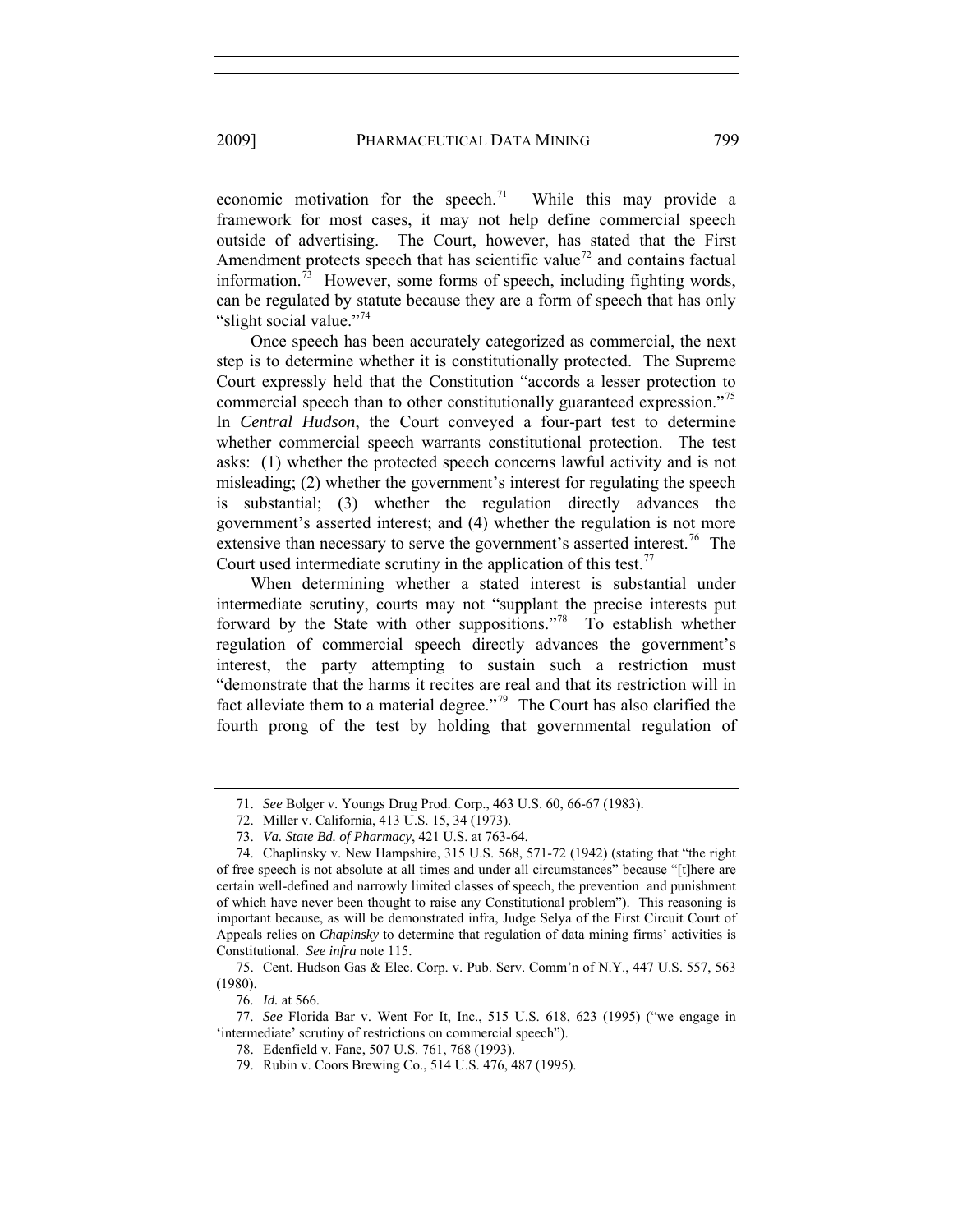economic motivation for the speech.[71] While this may provide a framework for most cases, it may not help define commercial speech outside of advertising. The Court, however, has stated that the First Amendment protects speech that has scientific value[72] and contains factual information.[73] However, some forms of speech, including fighting words, can be regulated by statute because they are a form of speech that has only "slight social value."[74]

Once speech has been accurately categorized as commercial, the next step is to determine whether it is constitutionally protected. The Supreme Court expressly held that the Constitution "accords a lesser protection to commercial speech than to other constitutionally guaranteed expression."[75] In *Central Hudson*, the Court conveyed a four-part test to determine whether commercial speech warrants constitutional protection. The test asks: (1) whether the protected speech concerns lawful activity and is not misleading; (2) whether the government's interest for regulating the speech is substantial; (3) whether the regulation directly advances the government's asserted interest; and (4) whether the regulation is not more extensive than necessary to serve the government's asserted interest.[76] The Court used intermediate scrutiny in the application of this test.[77]

When determining whether a stated interest is substantial under intermediate scrutiny, courts may not "supplant the precise interests put forward by the State with other suppositions."[78] To establish whether regulation of commercial speech directly advances the government's interest, the party attempting to sustain such a restriction must "demonstrate that the harms it recites are real and that its restriction will in fact alleviate them to a material degree."[79] The Court has also clarified the fourth prong of the test by holding that governmental regulation of

---

71. *See* Bolger v. Youngs Drug Prod. Corp., 463 U.S. 60, 66-67 (1983).

72. Miller v. California, 413 U.S. 15, 34 (1973).

73. *Va. State Bd. of Pharmacy*, 421 U.S. at 763-64.

74. Chaplinsky v. New Hampshire, 315 U.S. 568, 571-72 (1942) (stating that "the right of free speech is not absolute at all times and under all circumstances" because "[t]here are certain well-defined and narrowly limited classes of speech, the prevention and punishment of which have never been thought to raise any Constitutional problem"). This reasoning is important because, as will be demonstrated infra, Judge Selya of the First Circuit Court of Appeals relies on *Chapinsky* to determine that regulation of data mining firms' activities is Constitutional. *See infra* note 115.

75. Cent. Hudson Gas & Elec. Corp. v. Pub. Serv. Comm'n of N.Y., 447 U.S. 557, 563 (1980).

76. *Id.* at 566.

77. *See* Florida Bar v. Went For It, Inc., 515 U.S. 618, 623 (1995) ("we engage in 'intermediate' scrutiny of restrictions on commercial speech").

78. Edenfield v. Fane, 507 U.S. 761, 768 (1993).

79. Rubin v. Coors Brewing Co., 514 U.S. 476, 487 (1995).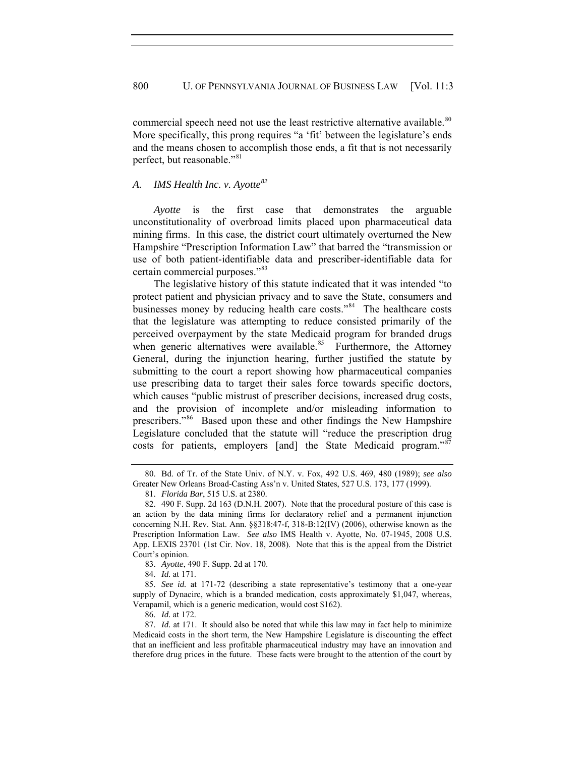commercial speech need not use the least restrictive alternative available.[80] More specifically, this prong requires "a 'fit' between the legislature's ends and the means chosen to accomplish those ends, a fit that is not necessarily perfect, but reasonable."[81]

### A. *IMS Health Inc. v. Ayotte*[82]

*Ayotte* is the first case that demonstrates the arguable unconstitutionality of overbroad limits placed upon pharmaceutical data mining firms. In this case, the district court ultimately overturned the New Hampshire "Prescription Information Law" that barred the "transmission or use of both patient-identifiable data and prescriber-identifiable data for certain commercial purposes."[83]

The legislative history of this statute indicated that it was intended "to protect patient and physician privacy and to save the State, consumers and businesses money by reducing health care costs."[84] The healthcare costs that the legislature was attempting to reduce consisted primarily of the perceived overpayment by the state Medicaid program for branded drugs when generic alternatives were available.[85] Furthermore, the Attorney General, during the injunction hearing, further justified the statute by submitting to the court a report showing how pharmaceutical companies use prescribing data to target their sales force towards specific doctors, which causes "public mistrust of prescriber decisions, increased drug costs, and the provision of incomplete and/or misleading information to prescribers."[86] Based upon these and other findings the New Hampshire Legislature concluded that the statute will "reduce the prescription drug costs for patients, employers [and] the State Medicaid program."[87]

---

80. Bd. of Tr. of the State Univ. of N.Y. v. Fox, 492 U.S. 469, 480 (1989); *see also* Greater New Orleans Broad-Casting Ass'n v. United States, 527 U.S. 173, 177 (1999).

81. *Florida Bar*, 515 U.S. at 2380.

82. 490 F. Supp. 2d 163 (D.N.H. 2007). Note that the procedural posture of this case is an action by the data mining firms for declaratory relief and a permanent injunction concerning N.H. Rev. Stat. Ann. §§318:47-f, 318-B:12(IV) (2006), otherwise known as the Prescription Information Law. *See also* IMS Health v. Ayotte, No. 07-1945, 2008 U.S. App. LEXIS 23701 (1st Cir. Nov. 18, 2008). Note that this is the appeal from the District Court's opinion.

83. *Ayotte*, 490 F. Supp. 2d at 170.

84. *Id.* at 171.

85. *See id.* at 171-72 (describing a state representative's testimony that a one-year supply of Dynacirc, which is a branded medication, costs approximately $1,047, whereas, Verapamil, which is a generic medication, would cost $162).

86. *Id.* at 172.

87. *Id.* at 171. It should also be noted that while this law may in fact help to minimize Medicaid costs in the short term, the New Hampshire Legislature is discounting the effect that an inefficient and less profitable pharmaceutical industry may have an innovation and therefore drug prices in the future. These facts were brought to the attention of the court by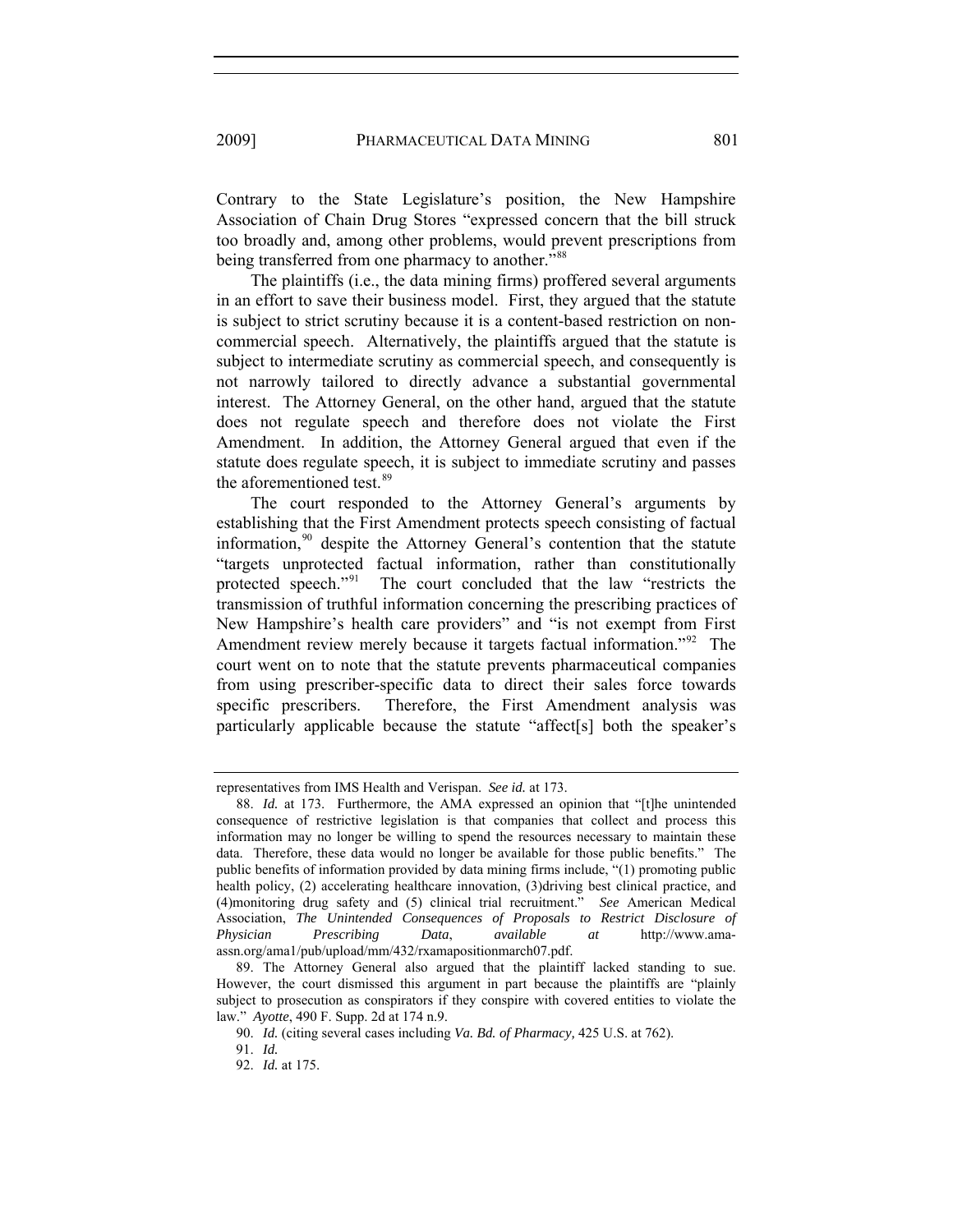Contrary to the State Legislature's position, the New Hampshire Association of Chain Drug Stores "expressed concern that the bill struck too broadly and, among other problems, would prevent prescriptions from being transferred from one pharmacy to another."[88]

The plaintiffs (i.e., the data mining firms) proffered several arguments in an effort to save their business model. First, they argued that the statute is subject to strict scrutiny because it is a content-based restriction on non-commercial speech. Alternatively, the plaintiffs argued that the statute is subject to intermediate scrutiny as commercial speech, and consequently is not narrowly tailored to directly advance a substantial governmental interest. The Attorney General, on the other hand, argued that the statute does not regulate speech and therefore does not violate the First Amendment. In addition, the Attorney General argued that even if the statute does regulate speech, it is subject to immediate scrutiny and passes the aforementioned test.[89]

The court responded to the Attorney General's arguments by establishing that the First Amendment protects speech consisting of factual information,[90] despite the Attorney General's contention that the statute "targets unprotected factual information, rather than constitutionally protected speech."[91] The court concluded that the law "restricts the transmission of truthful information concerning the prescribing practices of New Hampshire's health care providers" and "is not exempt from First Amendment review merely because it targets factual information."[92] The court went on to note that the statute prevents pharmaceutical companies from using prescriber-specific data to direct their sales force towards specific prescribers. Therefore, the First Amendment analysis was particularly applicable because the statute "affect[s] both the speaker's

---

representatives from IMS Health and Verispan. *See id.* at 173.

88. *Id.* at 173. Furthermore, the AMA expressed an opinion that "[t]he unintended consequence of restrictive legislation is that companies that collect and process this information may no longer be willing to spend the resources necessary to maintain these data. Therefore, these data would no longer be available for those public benefits." The public benefits of information provided by data mining firms include, "(1) promoting public health policy, (2) accelerating healthcare innovation, (3)driving best clinical practice, and (4)monitoring drug safety and (5) clinical trial recruitment." *See* American Medical Association, *The Unintended Consequences of Proposals to Restrict Disclosure of Physician Prescribing Data*, *available at* http://www.ama-assn.org/ama1/pub/upload/mm/432/rxamapositionmarch07.pdf.

89. The Attorney General also argued that the plaintiff lacked standing to sue. However, the court dismissed this argument in part because the plaintiffs are "plainly subject to prosecution as conspirators if they conspire with covered entities to violate the law." *Ayotte*, 490 F. Supp. 2d at 174 n.9.

90. *Id.* (citing several cases including *Va. Bd. of Pharmacy,* 425 U.S. at 762).

91. *Id.*

92. *Id.* at 175.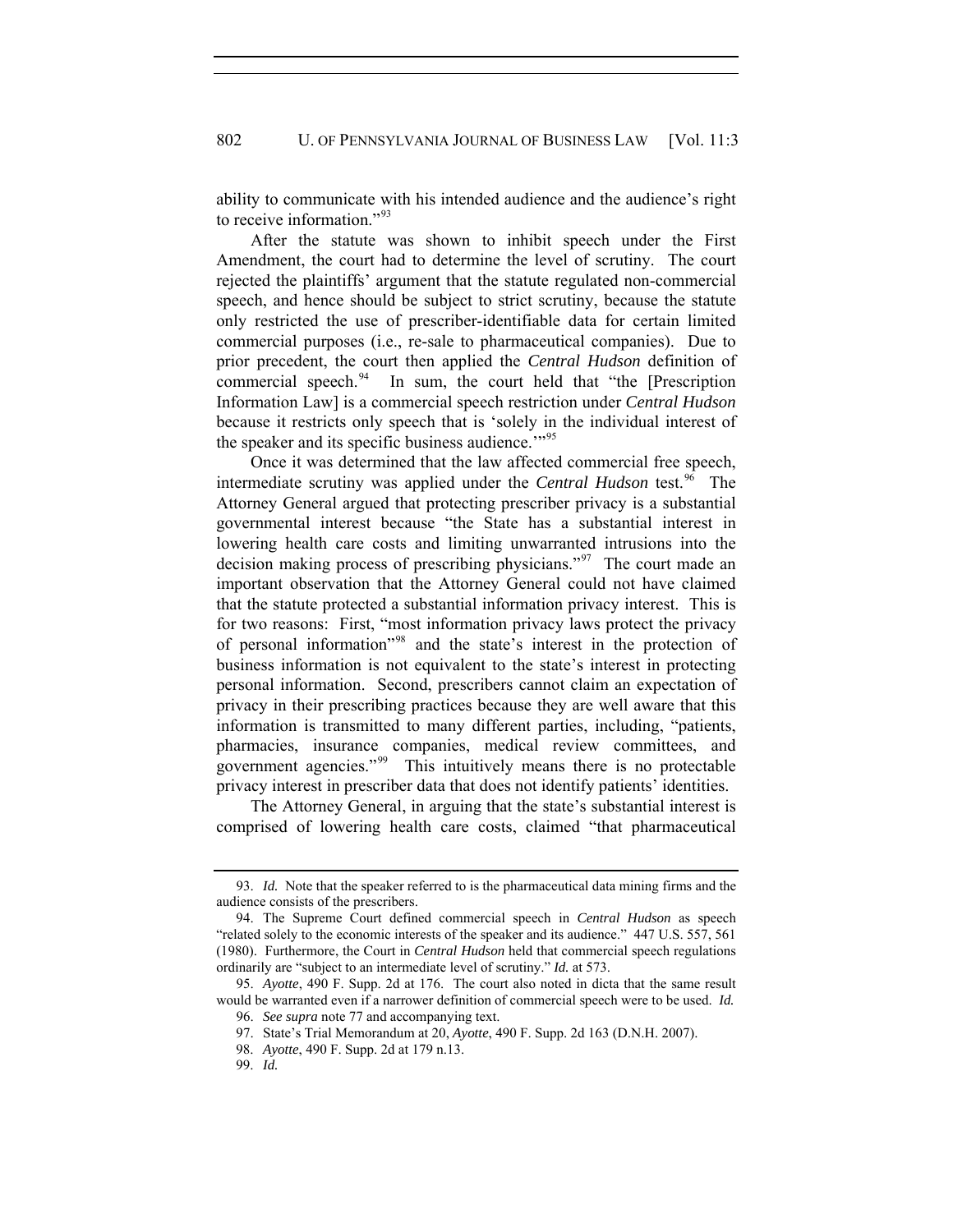ability to communicate with his intended audience and the audience's right to receive information."[93]

After the statute was shown to inhibit speech under the First Amendment, the court had to determine the level of scrutiny. The court rejected the plaintiffs' argument that the statute regulated non-commercial speech, and hence should be subject to strict scrutiny, because the statute only restricted the use of prescriber-identifiable data for certain limited commercial purposes (i.e., re-sale to pharmaceutical companies). Due to prior precedent, the court then applied the *Central Hudson* definition of commercial speech.[94] In sum, the court held that "the [Prescription Information Law] is a commercial speech restriction under *Central Hudson* because it restricts only speech that is 'solely in the individual interest of the speaker and its specific business audience.'"[95]

Once it was determined that the law affected commercial free speech, intermediate scrutiny was applied under the *Central Hudson* test.[96] The Attorney General argued that protecting prescriber privacy is a substantial governmental interest because "the State has a substantial interest in lowering health care costs and limiting unwarranted intrusions into the decision making process of prescribing physicians."[97] The court made an important observation that the Attorney General could not have claimed that the statute protected a substantial information privacy interest. This is for two reasons: First, "most information privacy laws protect the privacy of personal information"[98] and the state's interest in the protection of business information is not equivalent to the state's interest in protecting personal information. Second, prescribers cannot claim an expectation of privacy in their prescribing practices because they are well aware that this information is transmitted to many different parties, including, "patients, pharmacies, insurance companies, medical review committees, and government agencies."[99] This intuitively means there is no protectable privacy interest in prescriber data that does not identify patients' identities.

The Attorney General, in arguing that the state's substantial interest is comprised of lowering health care costs, claimed "that pharmaceutical

---

93. *Id.* Note that the speaker referred to is the pharmaceutical data mining firms and the audience consists of the prescribers.

94. The Supreme Court defined commercial speech in *Central Hudson* as speech "related solely to the economic interests of the speaker and its audience." 447 U.S. 557, 561 (1980). Furthermore, the Court in *Central Hudson* held that commercial speech regulations ordinarily are "subject to an intermediate level of scrutiny." *Id.* at 573.

95. *Ayotte*, 490 F. Supp. 2d at 176. The court also noted in dicta that the same result would be warranted even if a narrower definition of commercial speech were to be used. *Id.*

96. *See supra* note 77 and accompanying text.

97. State's Trial Memorandum at 20, *Ayotte*, 490 F. Supp. 2d 163 (D.N.H. 2007).

98. *Ayotte*, 490 F. Supp. 2d at 179 n.13.

99. *Id.*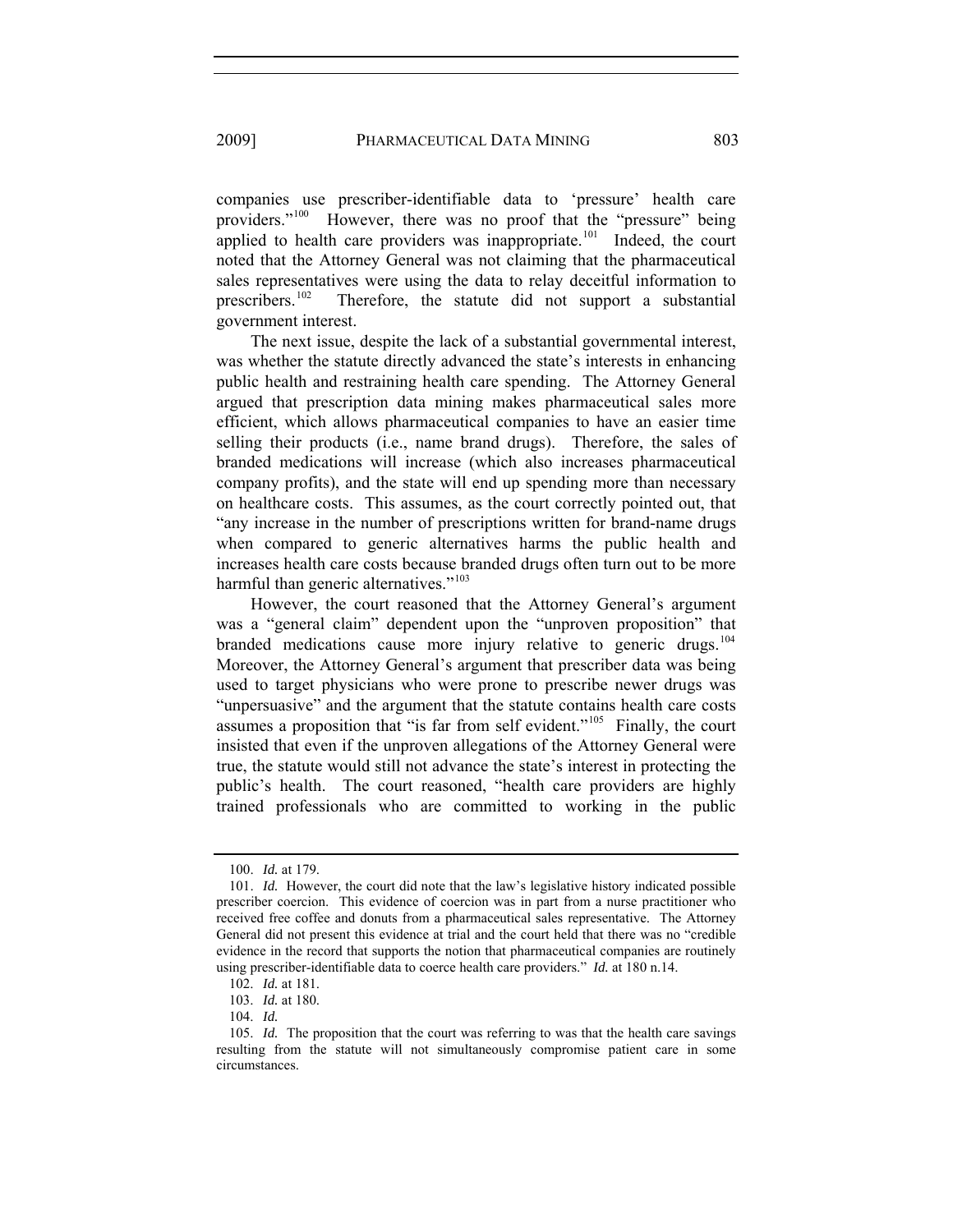companies use prescriber-identifiable data to 'pressure' health care providers."[100] However, there was no proof that the "pressure" being applied to health care providers was inappropriate.[101] Indeed, the court noted that the Attorney General was not claiming that the pharmaceutical sales representatives were using the data to relay deceitful information to prescribers.[102] Therefore, the statute did not support a substantial government interest.

The next issue, despite the lack of a substantial governmental interest, was whether the statute directly advanced the state's interests in enhancing public health and restraining health care spending. The Attorney General argued that prescription data mining makes pharmaceutical sales more efficient, which allows pharmaceutical companies to have an easier time selling their products (i.e., name brand drugs). Therefore, the sales of branded medications will increase (which also increases pharmaceutical company profits), and the state will end up spending more than necessary on healthcare costs. This assumes, as the court correctly pointed out, that "any increase in the number of prescriptions written for brand-name drugs when compared to generic alternatives harms the public health and increases health care costs because branded drugs often turn out to be more harmful than generic alternatives."[103]

However, the court reasoned that the Attorney General's argument was a "general claim" dependent upon the "unproven proposition" that branded medications cause more injury relative to generic drugs.[104] Moreover, the Attorney General's argument that prescriber data was being used to target physicians who were prone to prescribe newer drugs was "unpersuasive" and the argument that the statute contains health care costs assumes a proposition that "is far from self evident."[105] Finally, the court insisted that even if the unproven allegations of the Attorney General were true, the statute would still not advance the state's interest in protecting the public's health. The court reasoned, "health care providers are highly trained professionals who are committed to working in the public

---

100. *Id.* at 179.

101. *Id.* However, the court did note that the law's legislative history indicated possible prescriber coercion. This evidence of coercion was in part from a nurse practitioner who received free coffee and donuts from a pharmaceutical sales representative. The Attorney General did not present this evidence at trial and the court held that there was no "credible evidence in the record that supports the notion that pharmaceutical companies are routinely using prescriber-identifiable data to coerce health care providers." *Id.* at 180 n.14.

102. *Id.* at 181.

103. *Id.* at 180.

104. *Id.*

105. *Id.* The proposition that the court was referring to was that the health care savings resulting from the statute will not simultaneously compromise patient care in some circumstances.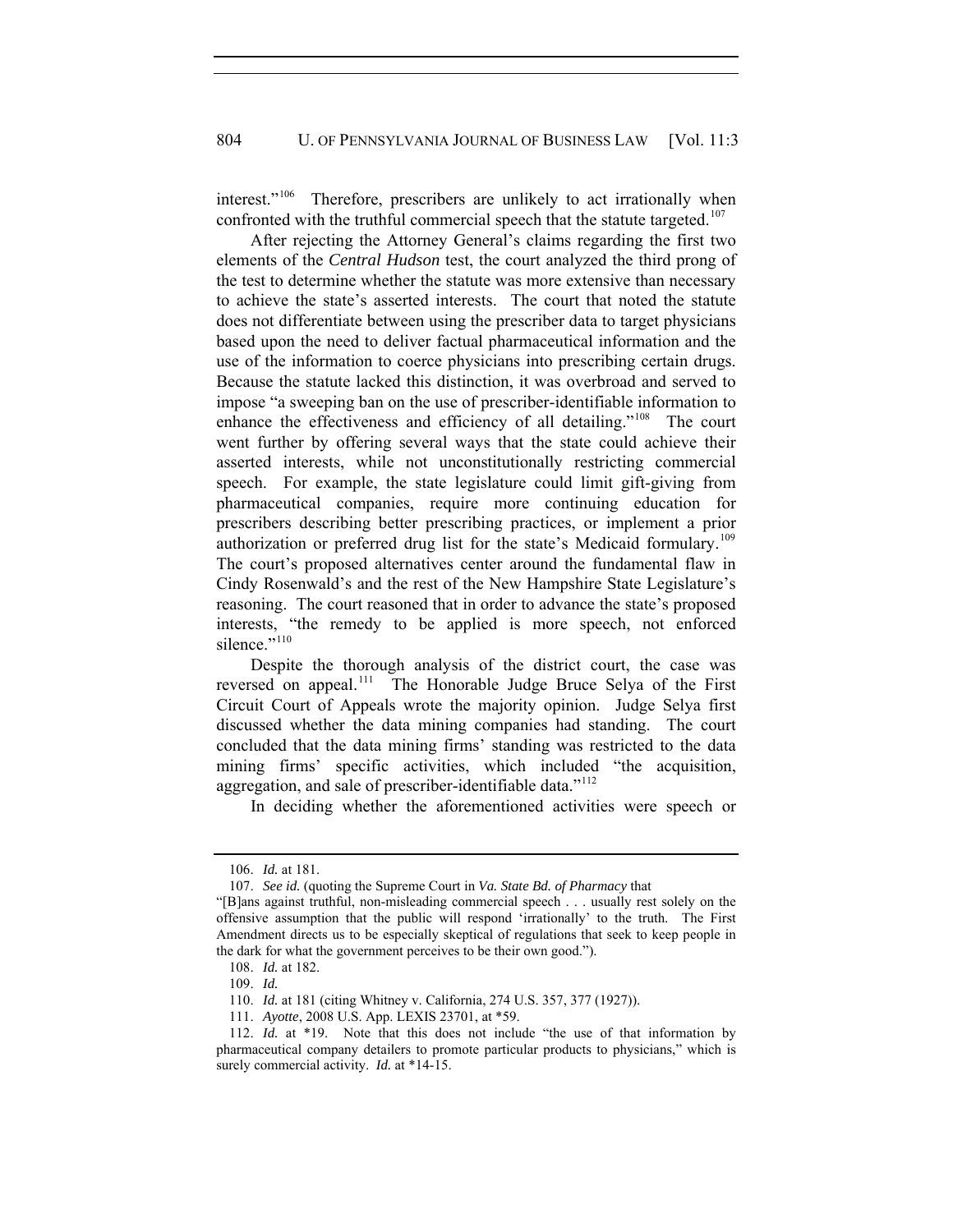interest."[106] Therefore, prescribers are unlikely to act irrationally when confronted with the truthful commercial speech that the statute targeted.[107]

After rejecting the Attorney General's claims regarding the first two elements of the *Central Hudson* test, the court analyzed the third prong of the test to determine whether the statute was more extensive than necessary to achieve the state's asserted interests. The court that noted the statute does not differentiate between using the prescriber data to target physicians based upon the need to deliver factual pharmaceutical information and the use of the information to coerce physicians into prescribing certain drugs. Because the statute lacked this distinction, it was overbroad and served to impose "a sweeping ban on the use of prescriber-identifiable information to enhance the effectiveness and efficiency of all detailing."[108] The court went further by offering several ways that the state could achieve their asserted interests, while not unconstitutionally restricting commercial speech. For example, the state legislature could limit gift-giving from pharmaceutical companies, require more continuing education for prescribers describing better prescribing practices, or implement a prior authorization or preferred drug list for the state's Medicaid formulary.[109] The court's proposed alternatives center around the fundamental flaw in Cindy Rosenwald's and the rest of the New Hampshire State Legislature's reasoning. The court reasoned that in order to advance the state's proposed interests, "the remedy to be applied is more speech, not enforced silence."[110]

Despite the thorough analysis of the district court, the case was reversed on appeal.[111] The Honorable Judge Bruce Selya of the First Circuit Court of Appeals wrote the majority opinion. Judge Selya first discussed whether the data mining companies had standing. The court concluded that the data mining firms' standing was restricted to the data mining firms' specific activities, which included "the acquisition, aggregation, and sale of prescriber-identifiable data."[112]

In deciding whether the aforementioned activities were speech or

---

106. *Id.* at 181.

107. *See id.* (quoting the Supreme Court in *Va. State Bd. of Pharmacy* that "[B]ans against truthful, non-misleading commercial speech . . . usually rest solely on the offensive assumption that the public will respond 'irrationally' to the truth. The First Amendment directs us to be especially skeptical of regulations that seek to keep people in the dark for what the government perceives to be their own good.").

108. *Id.* at 182.

109. *Id.*

110. *Id.* at 181 (citing Whitney v. California, 274 U.S. 357, 377 (1927)).

111. *Ayotte*, 2008 U.S. App. LEXIS 23701, at *59.

112. *Id.* at *19. Note that this does not include "the use of that information by pharmaceutical company detailers to promote particular products to physicians," which is surely commercial activity. *Id.* at *14-15.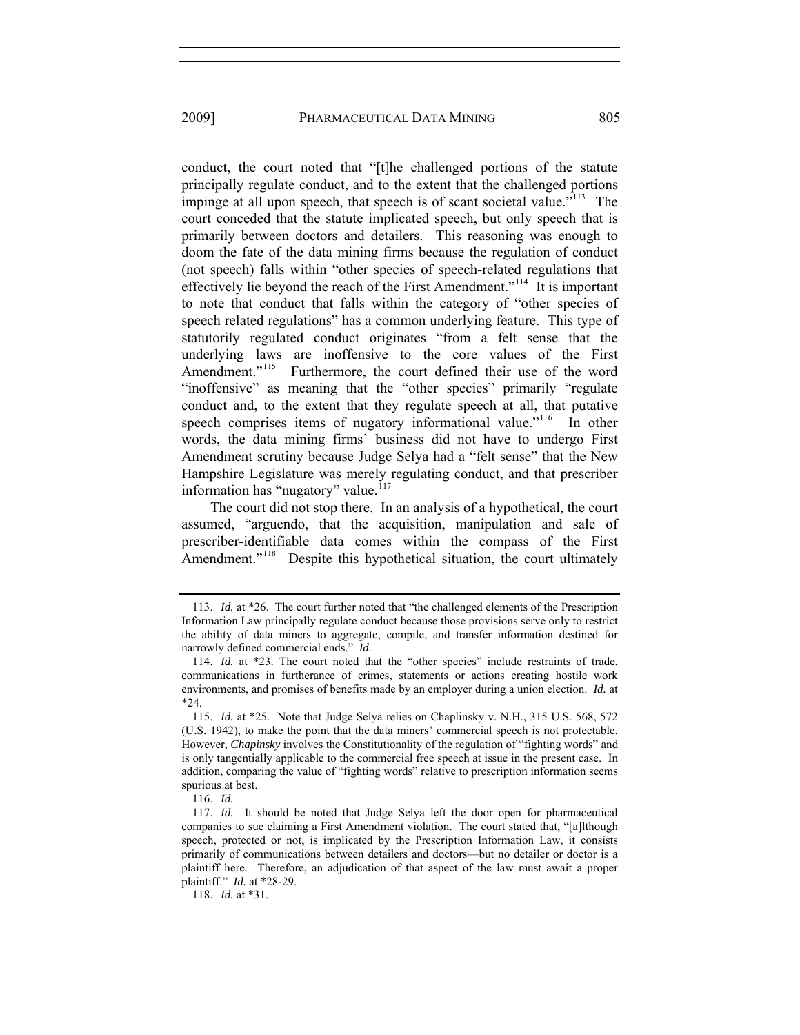conduct, the court noted that "[t]he challenged portions of the statute principally regulate conduct, and to the extent that the challenged portions impinge at all upon speech, that speech is of scant societal value."[113] The court conceded that the statute implicated speech, but only speech that is primarily between doctors and detailers. This reasoning was enough to doom the fate of the data mining firms because the regulation of conduct (not speech) falls within "other species of speech-related regulations that effectively lie beyond the reach of the First Amendment."[114] It is important to note that conduct that falls within the category of "other species of speech related regulations" has a common underlying feature. This type of statutorily regulated conduct originates "from a felt sense that the underlying laws are inoffensive to the core values of the First Amendment."[115] Furthermore, the court defined their use of the word "inoffensive" as meaning that the "other species" primarily "regulate conduct and, to the extent that they regulate speech at all, that putative speech comprises items of nugatory informational value."[116] In other words, the data mining firms' business did not have to undergo First Amendment scrutiny because Judge Selya had a "felt sense" that the New Hampshire Legislature was merely regulating conduct, and that prescriber information has "nugatory" value.[117]

The court did not stop there. In an analysis of a hypothetical, the court assumed, "arguendo, that the acquisition, manipulation and sale of prescriber-identifiable data comes within the compass of the First Amendment."[118] Despite this hypothetical situation, the court ultimately

---

113. *Id.* at \*26. The court further noted that "the challenged elements of the Prescription Information Law principally regulate conduct because those provisions serve only to restrict the ability of data miners to aggregate, compile, and transfer information destined for narrowly defined commercial ends." *Id.*

114. *Id.* at \*23. The court noted that the "other species" include restraints of trade, communications in furtherance of crimes, statements or actions creating hostile work environments, and promises of benefits made by an employer during a union election. *Id.* at \*24.

115. *Id.* at \*25. Note that Judge Selya relies on Chaplinsky v. N.H., 315 U.S. 568, 572 (U.S. 1942), to make the point that the data miners' commercial speech is not protectable. However, *Chapinsky* involves the Constitutionality of the regulation of "fighting words" and is only tangentially applicable to the commercial free speech at issue in the present case. In addition, comparing the value of "fighting words" relative to prescription information seems spurious at best.

116. *Id.*

117. *Id.* It should be noted that Judge Selya left the door open for pharmaceutical companies to sue claiming a First Amendment violation. The court stated that, "[a]lthough speech, protected or not, is implicated by the Prescription Information Law, it consists primarily of communications between detailers and doctors—but no detailer or doctor is a plaintiff here. Therefore, an adjudication of that aspect of the law must await a proper plaintiff." *Id.* at \*28-29.

118. *Id.* at \*31.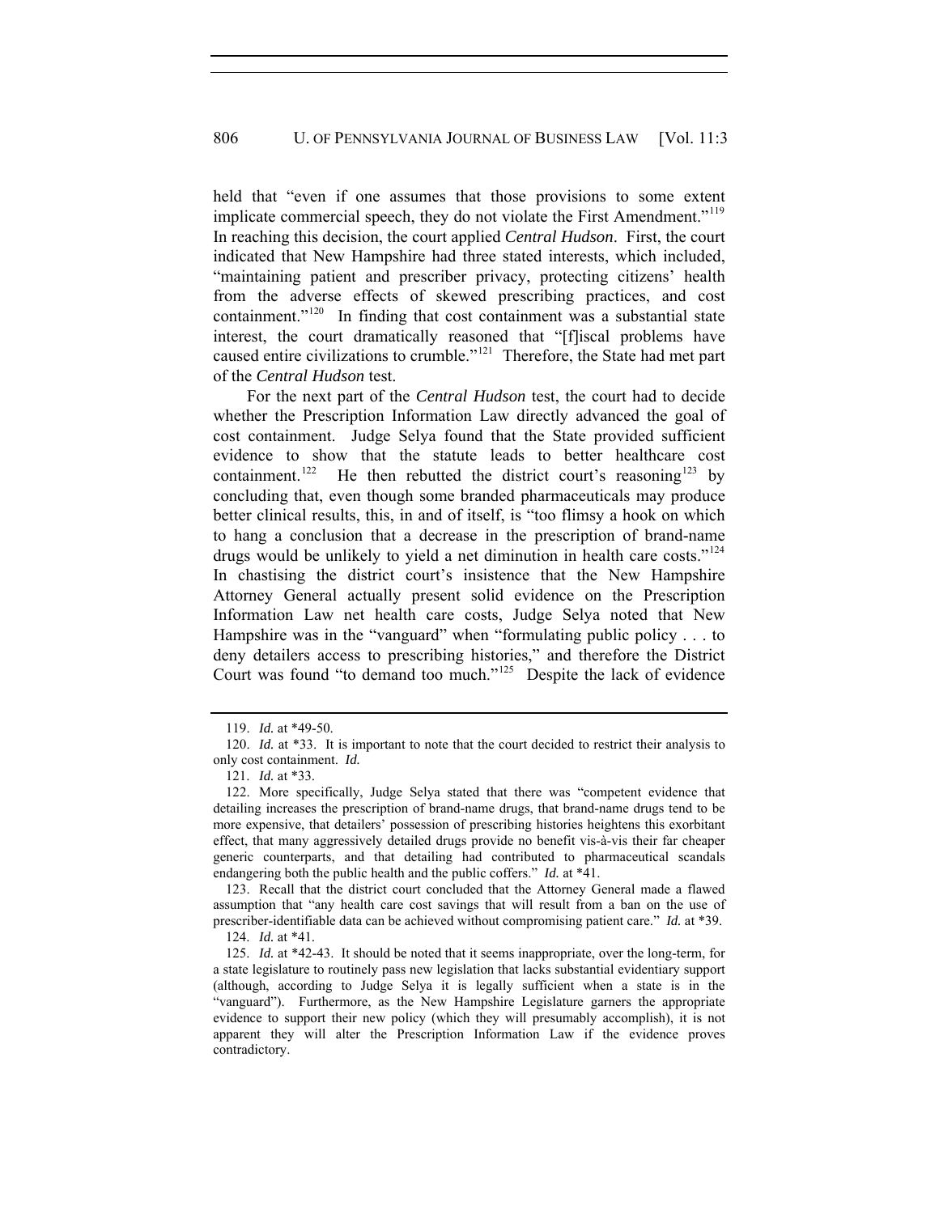held that "even if one assumes that those provisions to some extent implicate commercial speech, they do not violate the First Amendment."[119] In reaching this decision, the court applied *Central Hudson*. First, the court indicated that New Hampshire had three stated interests, which included, "maintaining patient and prescriber privacy, protecting citizens' health from the adverse effects of skewed prescribing practices, and cost containment."[120] In finding that cost containment was a substantial state interest, the court dramatically reasoned that "[f]iscal problems have caused entire civilizations to crumble."[121] Therefore, the State had met part of the *Central Hudson* test.

For the next part of the *Central Hudson* test, the court had to decide whether the Prescription Information Law directly advanced the goal of cost containment. Judge Selya found that the State provided sufficient evidence to show that the statute leads to better healthcare cost containment.[122] He then rebutted the district court's reasoning[123] by concluding that, even though some branded pharmaceuticals may produce better clinical results, this, in and of itself, is "too flimsy a hook on which to hang a conclusion that a decrease in the prescription of brand-name drugs would be unlikely to yield a net diminution in health care costs."[124] In chastising the district court's insistence that the New Hampshire Attorney General actually present solid evidence on the Prescription Information Law net health care costs, Judge Selya noted that New Hampshire was in the "vanguard" when "formulating public policy . . . to deny detailers access to prescribing histories," and therefore the District Court was found "to demand too much."[125] Despite the lack of evidence

---

119. *Id.* at *49-50.

120. *Id.* at *33. It is important to note that the court decided to restrict their analysis to only cost containment. *Id.*

121. *Id.* at *33.

122. More specifically, Judge Selya stated that there was "competent evidence that detailing increases the prescription of brand-name drugs, that brand-name drugs tend to be more expensive, that detailers' possession of prescribing histories heightens this exorbitant effect, that many aggressively detailed drugs provide no benefit vis-à-vis their far cheaper generic counterparts, and that detailing had contributed to pharmaceutical scandals endangering both the public health and the public coffers." *Id.* at *41.

123. Recall that the district court concluded that the Attorney General made a flawed assumption that "any health care cost savings that will result from a ban on the use of prescriber-identifiable data can be achieved without compromising patient care." *Id.* at *39.

124. *Id.* at *41.

125. *Id.* at *42-43. It should be noted that it seems inappropriate, over the long-term, for a state legislature to routinely pass new legislation that lacks substantial evidentiary support (although, according to Judge Selya it is legally sufficient when a state is in the "vanguard"). Furthermore, as the New Hampshire Legislature garners the appropriate evidence to support their new policy (which they will presumably accomplish), it is not apparent they will alter the Prescription Information Law if the evidence proves contradictory.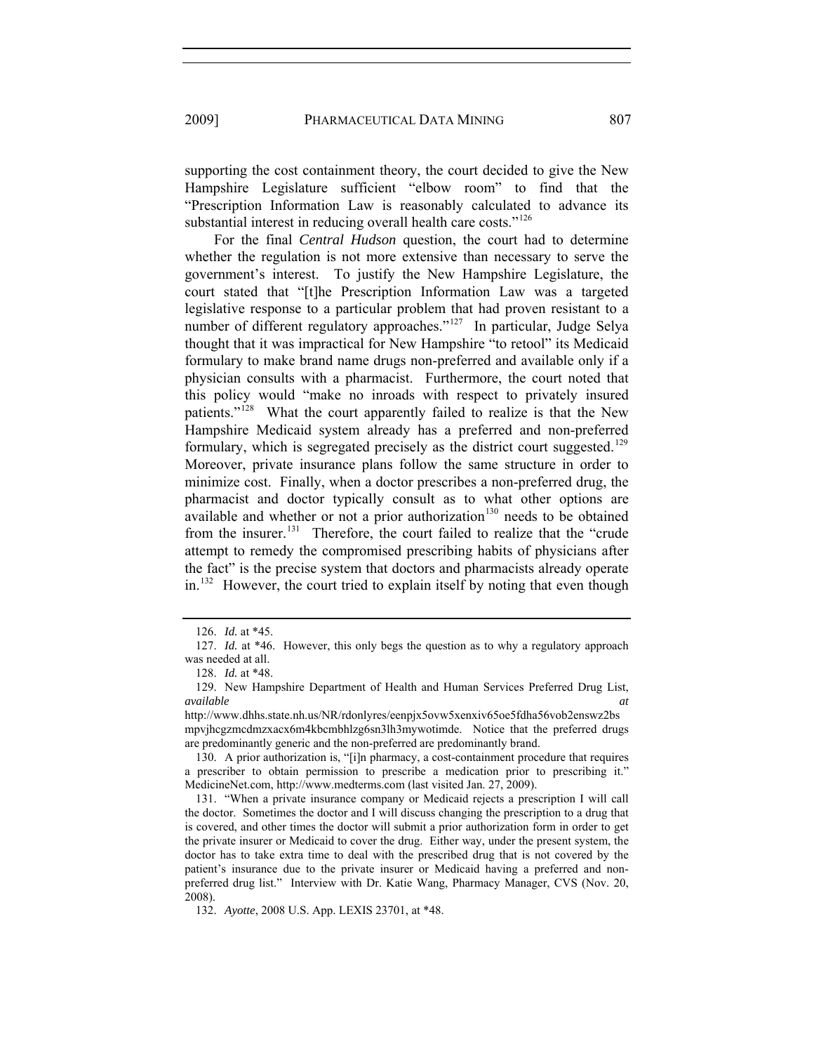supporting the cost containment theory, the court decided to give the New Hampshire Legislature sufficient "elbow room" to find that the "Prescription Information Law is reasonably calculated to advance its substantial interest in reducing overall health care costs."[126]

For the final *Central Hudson* question, the court had to determine whether the regulation is not more extensive than necessary to serve the government's interest. To justify the New Hampshire Legislature, the court stated that "[t]he Prescription Information Law was a targeted legislative response to a particular problem that had proven resistant to a number of different regulatory approaches."[127] In particular, Judge Selya thought that it was impractical for New Hampshire "to retool" its Medicaid formulary to make brand name drugs non-preferred and available only if a physician consults with a pharmacist. Furthermore, the court noted that this policy would "make no inroads with respect to privately insured patients."[128] What the court apparently failed to realize is that the New Hampshire Medicaid system already has a preferred and non-preferred formulary, which is segregated precisely as the district court suggested.[129] Moreover, private insurance plans follow the same structure in order to minimize cost. Finally, when a doctor prescribes a non-preferred drug, the pharmacist and doctor typically consult as to what other options are available and whether or not a prior authorization[130] needs to be obtained from the insurer.[131] Therefore, the court failed to realize that the "crude attempt to remedy the compromised prescribing habits of physicians after the fact" is the precise system that doctors and pharmacists already operate in.[132] However, the court tried to explain itself by noting that even though

---

126. *Id.* at *45.

127. *Id.* at *46. However, this only begs the question as to why a regulatory approach was needed at all.

128. *Id.* at *48.

129. New Hampshire Department of Health and Human Services Preferred Drug List, *available at* http://www.dhhs.state.nh.us/NR/rdonlyres/eenpjx5ovw5xenxiv65oe5fdha56vob2enswz2bs mpvjhcgzmcdmzxacx6m4kbcmbhlzg6sn3lh3mywotimde. Notice that the preferred drugs are predominantly generic and the non-preferred are predominantly brand.

130. A prior authorization is, "[i]n pharmacy, a cost-containment procedure that requires a prescriber to obtain permission to prescribe a medication prior to prescribing it." MedicineNet.com, http://www.medterms.com (last visited Jan. 27, 2009).

131. "When a private insurance company or Medicaid rejects a prescription I will call the doctor. Sometimes the doctor and I will discuss changing the prescription to a drug that is covered, and other times the doctor will submit a prior authorization form in order to get the private insurer or Medicaid to cover the drug. Either way, under the present system, the doctor has to take extra time to deal with the prescribed drug that is not covered by the patient's insurance due to the private insurer or Medicaid having a preferred and non-preferred drug list." Interview with Dr. Katie Wang, Pharmacy Manager, CVS (Nov. 20, 2008).

132. *Ayotte*, 2008 U.S. App. LEXIS 23701, at *48.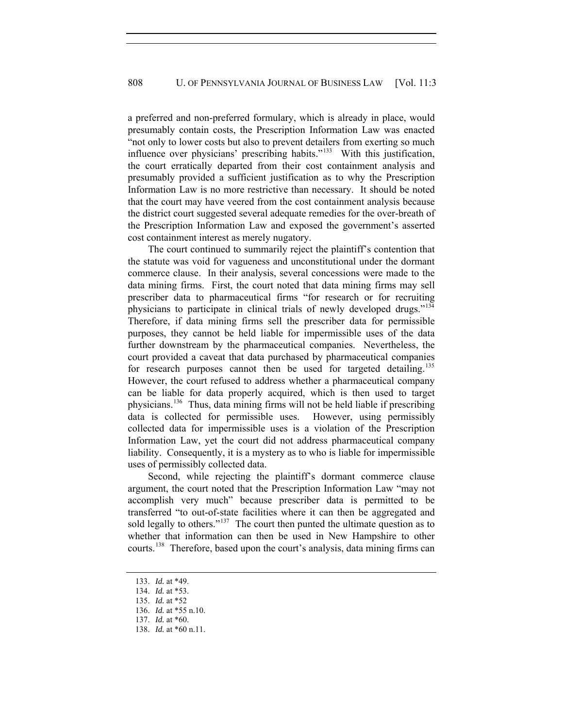a preferred and non-preferred formulary, which is already in place, would presumably contain costs, the Prescription Information Law was enacted "not only to lower costs but also to prevent detailers from exerting so much influence over physicians' prescribing habits."[133] With this justification, the court erratically departed from their cost containment analysis and presumably provided a sufficient justification as to why the Prescription Information Law is no more restrictive than necessary. It should be noted that the court may have veered from the cost containment analysis because the district court suggested several adequate remedies for the over-breath of the Prescription Information Law and exposed the government's asserted cost containment interest as merely nugatory.

The court continued to summarily reject the plaintiff's contention that the statute was void for vagueness and unconstitutional under the dormant commerce clause. In their analysis, several concessions were made to the data mining firms. First, the court noted that data mining firms may sell prescriber data to pharmaceutical firms "for research or for recruiting physicians to participate in clinical trials of newly developed drugs."[134] Therefore, if data mining firms sell the prescriber data for permissible purposes, they cannot be held liable for impermissible uses of the data further downstream by the pharmaceutical companies. Nevertheless, the court provided a caveat that data purchased by pharmaceutical companies for research purposes cannot then be used for targeted detailing.[135] However, the court refused to address whether a pharmaceutical company can be liable for data properly acquired, which is then used to target physicians.[136] Thus, data mining firms will not be held liable if prescribing data is collected for permissible uses. However, using permissibly collected data for impermissible uses is a violation of the Prescription Information Law, yet the court did not address pharmaceutical company liability. Consequently, it is a mystery as to who is liable for impermissible uses of permissibly collected data.

Second, while rejecting the plaintiff's dormant commerce clause argument, the court noted that the Prescription Information Law "may not accomplish very much" because prescriber data is permitted to be transferred "to out-of-state facilities where it can then be aggregated and sold legally to others."[137] The court then punted the ultimate question as to whether that information can then be used in New Hampshire to other courts.[138] Therefore, based upon the court's analysis, data mining firms can

133. *Id.* at *49.
134. *Id.* at *53.
135. *Id.* at *52
136. *Id.* at *55 n.10.
137. *Id.* at *60.
138. *Id.* at *60 n.11.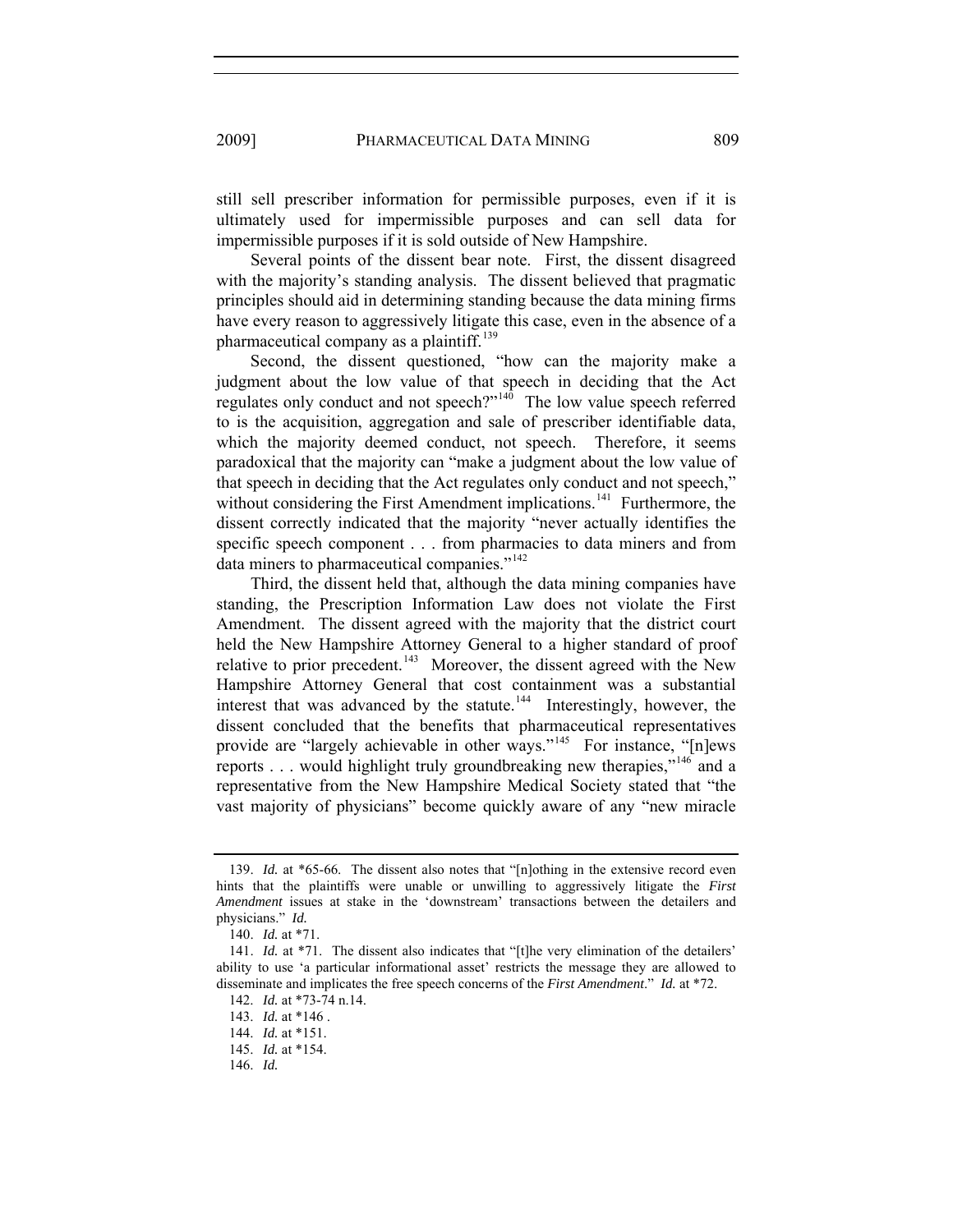still sell prescriber information for permissible purposes, even if it is ultimately used for impermissible purposes and can sell data for impermissible purposes if it is sold outside of New Hampshire.

Several points of the dissent bear note. First, the dissent disagreed with the majority's standing analysis. The dissent believed that pragmatic principles should aid in determining standing because the data mining firms have every reason to aggressively litigate this case, even in the absence of a pharmaceutical company as a plaintiff.[139]

Second, the dissent questioned, "how can the majority make a judgment about the low value of that speech in deciding that the Act regulates only conduct and not speech?"[140] The low value speech referred to is the acquisition, aggregation and sale of prescriber identifiable data, which the majority deemed conduct, not speech. Therefore, it seems paradoxical that the majority can "make a judgment about the low value of that speech in deciding that the Act regulates only conduct and not speech," without considering the First Amendment implications.[141] Furthermore, the dissent correctly indicated that the majority "never actually identifies the specific speech component . . . from pharmacies to data miners and from data miners to pharmaceutical companies."[142]

Third, the dissent held that, although the data mining companies have standing, the Prescription Information Law does not violate the First Amendment. The dissent agreed with the majority that the district court held the New Hampshire Attorney General to a higher standard of proof relative to prior precedent.[143] Moreover, the dissent agreed with the New Hampshire Attorney General that cost containment was a substantial interest that was advanced by the statute.[144] Interestingly, however, the dissent concluded that the benefits that pharmaceutical representatives provide are "largely achievable in other ways."[145] For instance, "[n]ews reports . . . would highlight truly groundbreaking new therapies,"[146] and a representative from the New Hampshire Medical Society stated that "the vast majority of physicians" become quickly aware of any "new miracle

---

139. *Id.* at *65-66. The dissent also notes that "[n]othing in the extensive record even hints that the plaintiffs were unable or unwilling to aggressively litigate the *First Amendment* issues at stake in the 'downstream' transactions between the detailers and physicians." *Id.*

140. *Id.* at *71.

141. *Id.* at *71. The dissent also indicates that "[t]he very elimination of the detailers' ability to use 'a particular informational asset' restricts the message they are allowed to disseminate and implicates the free speech concerns of the *First Amendment*." *Id.* at *72.

142. *Id.* at *73-74 n.14.

143. *Id.* at *146 .

144. *Id.* at *151.

145. *Id.* at *154.

146. *Id.*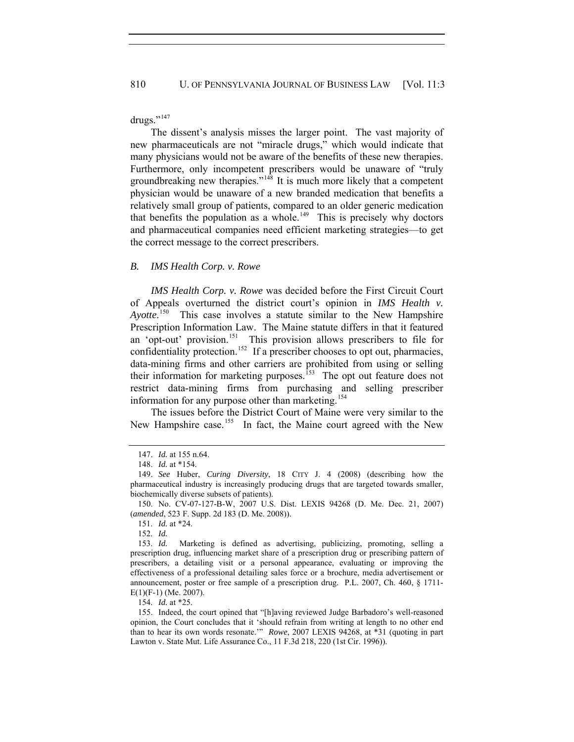drugs."[147]

The dissent's analysis misses the larger point. The vast majority of new pharmaceuticals are not "miracle drugs," which would indicate that many physicians would not be aware of the benefits of these new therapies. Furthermore, only incompetent prescribers would be unaware of "truly groundbreaking new therapies."[148] It is much more likely that a competent physician would be unaware of a new branded medication that benefits a relatively small group of patients, compared to an older generic medication that benefits the population as a whole.[149] This is precisely why doctors and pharmaceutical companies need efficient marketing strategies—to get the correct message to the correct prescribers.

### B. *IMS Health Corp. v. Rowe*

*IMS Health Corp. v. Rowe* was decided before the First Circuit Court of Appeals overturned the district court's opinion in *IMS Health v. Ayotte*.[150] This case involves a statute similar to the New Hampshire Prescription Information Law. The Maine statute differs in that it featured an 'opt-out' provision.[151] This provision allows prescribers to file for confidentiality protection.[152] If a prescriber chooses to opt out, pharmacies, data-mining firms and other carriers are prohibited from using or selling their information for marketing purposes.[153] The opt out feature does not restrict data-mining firms from purchasing and selling prescriber information for any purpose other than marketing.[154]

The issues before the District Court of Maine were very similar to the New Hampshire case.[155] In fact, the Maine court agreed with the New

---

147. *Id.* at 155 n.64.

148. *Id.* at *154.

149. *See* Huber, *Curing Diversity*, 18 CITY J. 4 (2008) (describing how the pharmaceutical industry is increasingly producing drugs that are targeted towards smaller, biochemically diverse subsets of patients).

150. No. CV-07-127-B-W, 2007 U.S. Dist. LEXIS 94268 (D. Me. Dec. 21, 2007) (*amended*, 523 F. Supp. 2d 183 (D. Me. 2008)).

151. *Id.* at *24.

152. *Id.*

153. *Id.* Marketing is defined as advertising, publicizing, promoting, selling a prescription drug, influencing market share of a prescription drug or prescribing pattern of prescribers, a detailing visit or a personal appearance, evaluating or improving the effectiveness of a professional detailing sales force or a brochure, media advertisement or announcement, poster or free sample of a prescription drug. P.L. 2007, Ch. 460, § 1711-E(1)(F-1) (Me. 2007).

154. *Id.* at *25.

155. Indeed, the court opined that "[h]aving reviewed Judge Barbadoro's well-reasoned opinion, the Court concludes that it 'should refrain from writing at length to no other end than to hear its own words resonate.'" *Rowe*, 2007 LEXIS 94268, at *31 (quoting in part Lawton v. State Mut. Life Assurance Co., 11 F.3d 218, 220 (1st Cir. 1996)).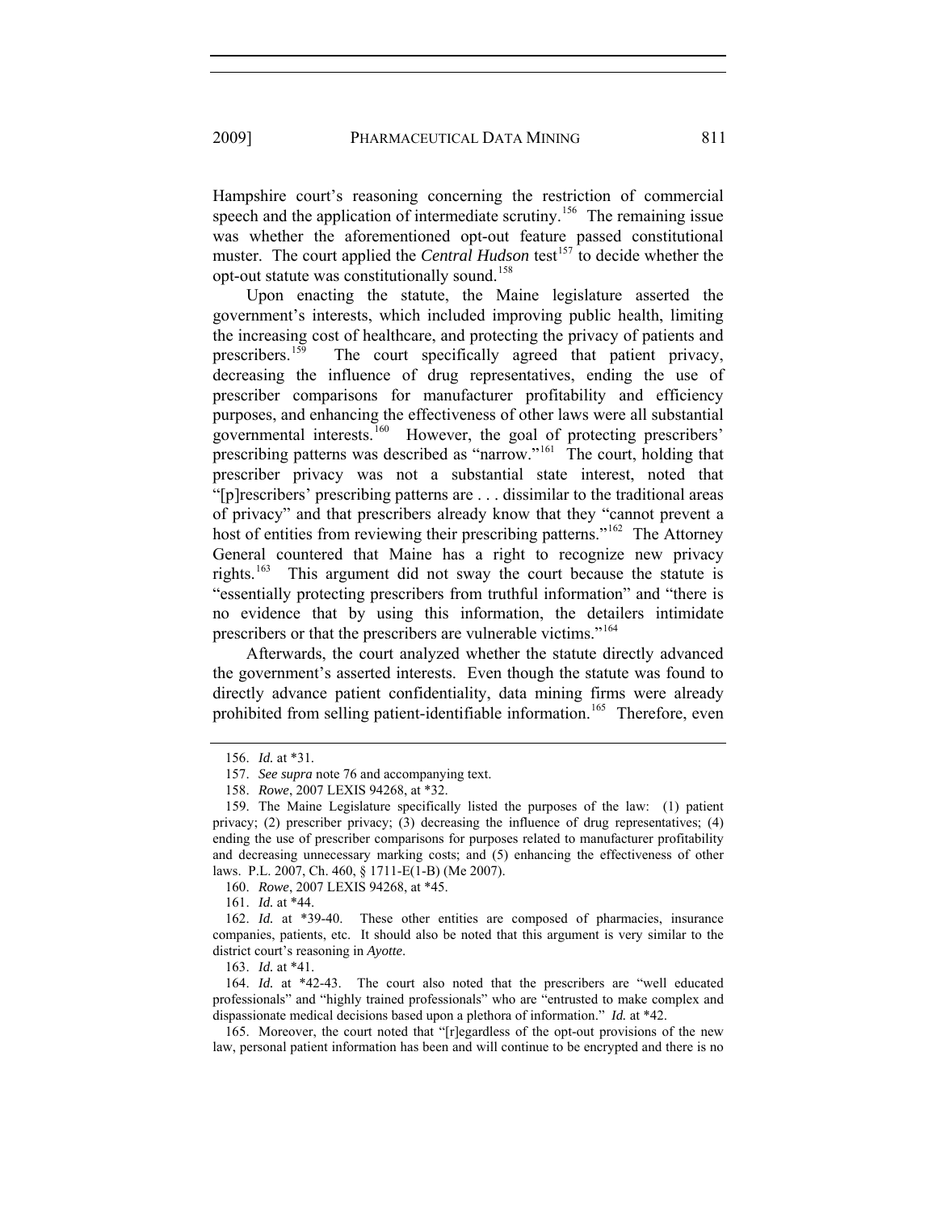Hampshire court's reasoning concerning the restriction of commercial speech and the application of intermediate scrutiny.[156] The remaining issue was whether the aforementioned opt-out feature passed constitutional muster. The court applied the *Central Hudson* test[157] to decide whether the opt-out statute was constitutionally sound.[158]

Upon enacting the statute, the Maine legislature asserted the government's interests, which included improving public health, limiting the increasing cost of healthcare, and protecting the privacy of patients and prescribers.[159] The court specifically agreed that patient privacy, decreasing the influence of drug representatives, ending the use of prescriber comparisons for manufacturer profitability and efficiency purposes, and enhancing the effectiveness of other laws were all substantial governmental interests.[160] However, the goal of protecting prescribers' prescribing patterns was described as "narrow."[161] The court, holding that prescriber privacy was not a substantial state interest, noted that "[p]rescribers' prescribing patterns are . . . dissimilar to the traditional areas of privacy" and that prescribers already know that they "cannot prevent a host of entities from reviewing their prescribing patterns."[162] The Attorney General countered that Maine has a right to recognize new privacy rights.[163] This argument did not sway the court because the statute is "essentially protecting prescribers from truthful information" and "there is no evidence that by using this information, the detailers intimidate prescribers or that the prescribers are vulnerable victims."[164]

Afterwards, the court analyzed whether the statute directly advanced the government's asserted interests. Even though the statute was found to directly advance patient confidentiality, data mining firms were already prohibited from selling patient-identifiable information.[165] Therefore, even

---

156. *Id.* at *31.

157. *See supra* note 76 and accompanying text.

158. *Rowe*, 2007 LEXIS 94268, at *32.

159. The Maine Legislature specifically listed the purposes of the law: (1) patient privacy; (2) prescriber privacy; (3) decreasing the influence of drug representatives; (4) ending the use of prescriber comparisons for purposes related to manufacturer profitability and decreasing unnecessary marking costs; and (5) enhancing the effectiveness of other laws. P.L. 2007, Ch. 460, § 1711-E(1-B) (Me 2007).

160. *Rowe*, 2007 LEXIS 94268, at *45.

161. *Id.* at *44.

162. *Id.* at *39-40. These other entities are composed of pharmacies, insurance companies, patients, etc. It should also be noted that this argument is very similar to the district court's reasoning in *Ayotte*.

163. *Id.* at *41.

164. *Id.* at *42-43. The court also noted that the prescribers are "well educated professionals" and "highly trained professionals" who are "entrusted to make complex and dispassionate medical decisions based upon a plethora of information." *Id.* at *42.

165. Moreover, the court noted that "[r]egardless of the opt-out provisions of the new law, personal patient information has been and will continue to be encrypted and there is no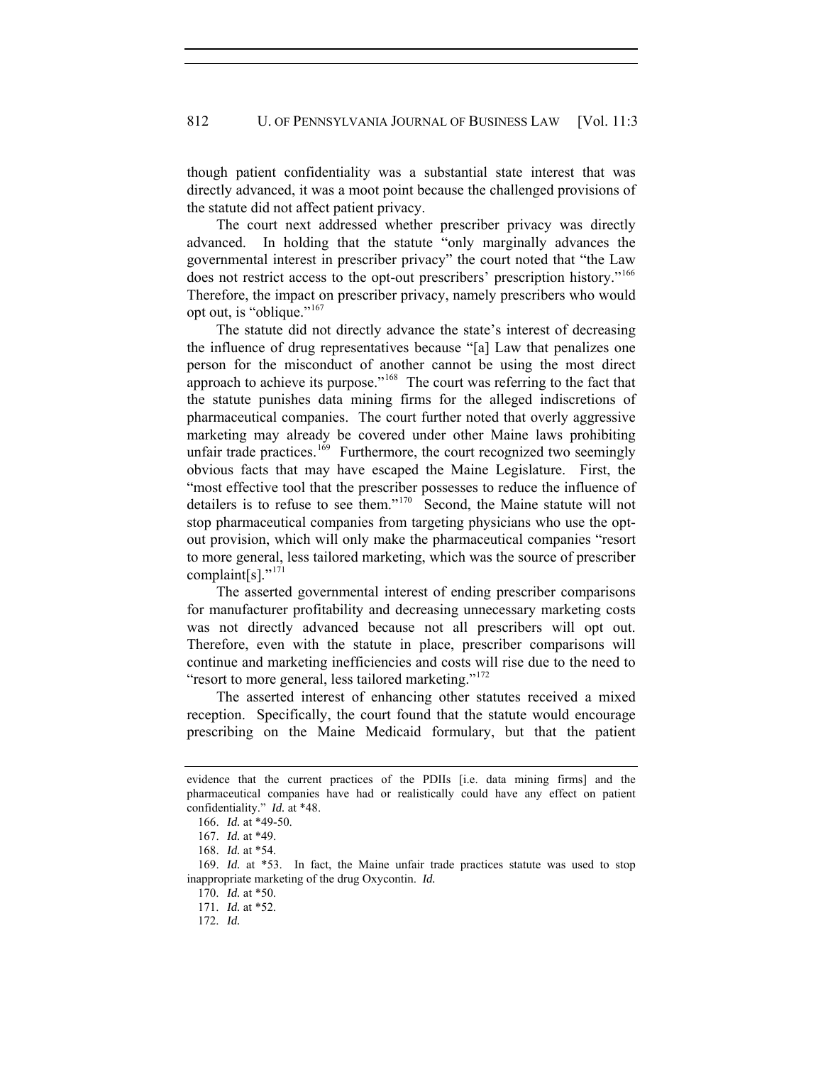though patient confidentiality was a substantial state interest that was directly advanced, it was a moot point because the challenged provisions of the statute did not affect patient privacy.

The court next addressed whether prescriber privacy was directly advanced. In holding that the statute "only marginally advances the governmental interest in prescriber privacy" the court noted that "the Law does not restrict access to the opt-out prescribers' prescription history."[166] Therefore, the impact on prescriber privacy, namely prescribers who would opt out, is "oblique."[167]

The statute did not directly advance the state's interest of decreasing the influence of drug representatives because "[a] Law that penalizes one person for the misconduct of another cannot be using the most direct approach to achieve its purpose."[168] The court was referring to the fact that the statute punishes data mining firms for the alleged indiscretions of pharmaceutical companies. The court further noted that overly aggressive marketing may already be covered under other Maine laws prohibiting unfair trade practices.[169] Furthermore, the court recognized two seemingly obvious facts that may have escaped the Maine Legislature. First, the "most effective tool that the prescriber possesses to reduce the influence of detailers is to refuse to see them."[170] Second, the Maine statute will not stop pharmaceutical companies from targeting physicians who use the opt-out provision, which will only make the pharmaceutical companies "resort to more general, less tailored marketing, which was the source of prescriber complaint[s]."[171]

The asserted governmental interest of ending prescriber comparisons for manufacturer profitability and decreasing unnecessary marketing costs was not directly advanced because not all prescribers will opt out. Therefore, even with the statute in place, prescriber comparisons will continue and marketing inefficiencies and costs will rise due to the need to "resort to more general, less tailored marketing."[172]

The asserted interest of enhancing other statutes received a mixed reception. Specifically, the court found that the statute would encourage prescribing on the Maine Medicaid formulary, but that the patient

---

evidence that the current practices of the PDIIs [i.e. data mining firms] and the pharmaceutical companies have had or realistically could have any effect on patient confidentiality." *Id.* at *48.

166. *Id.* at *49-50.

167. *Id.* at *49.

168. *Id.* at *54.

169. *Id.* at *53. In fact, the Maine unfair trade practices statute was used to stop inappropriate marketing of the drug Oxycontin. *Id.*

170. *Id.* at *50.

171. *Id.* at *52.

172. *Id.*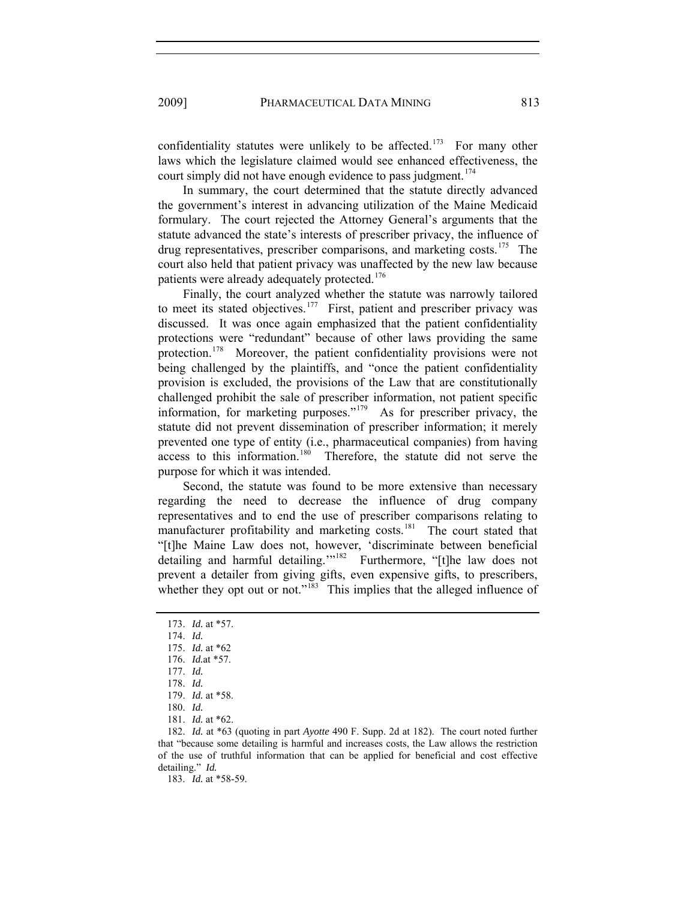confidentiality statutes were unlikely to be affected.[173] For many other laws which the legislature claimed would see enhanced effectiveness, the court simply did not have enough evidence to pass judgment.[174]

In summary, the court determined that the statute directly advanced the government's interest in advancing utilization of the Maine Medicaid formulary. The court rejected the Attorney General's arguments that the statute advanced the state's interests of prescriber privacy, the influence of drug representatives, prescriber comparisons, and marketing costs.[175] The court also held that patient privacy was unaffected by the new law because patients were already adequately protected.[176]

Finally, the court analyzed whether the statute was narrowly tailored to meet its stated objectives.[177] First, patient and prescriber privacy was discussed. It was once again emphasized that the patient confidentiality protections were "redundant" because of other laws providing the same protection.[178] Moreover, the patient confidentiality provisions were not being challenged by the plaintiffs, and "once the patient confidentiality provision is excluded, the provisions of the Law that are constitutionally challenged prohibit the sale of prescriber information, not patient specific information, for marketing purposes."[179] As for prescriber privacy, the statute did not prevent dissemination of prescriber information; it merely prevented one type of entity (i.e., pharmaceutical companies) from having access to this information.[180] Therefore, the statute did not serve the purpose for which it was intended.

Second, the statute was found to be more extensive than necessary regarding the need to decrease the influence of drug company representatives and to end the use of prescriber comparisons relating to manufacturer profitability and marketing costs.[181] The court stated that "[t]he Maine Law does not, however, 'discriminate between beneficial detailing and harmful detailing.'"[182] Furthermore, "[t]he law does not prevent a detailer from giving gifts, even expensive gifts, to prescribers, whether they opt out or not."[183] This implies that the alleged influence of

---

173. *Id.* at *57.

174. *Id.*

175. *Id.* at *62

176. *Id.*at *57.

177. *Id.*

178. *Id.*

179. *Id.* at *58.

180. *Id.*

181. *Id.* at *62.

182. *Id.* at *63 (quoting in part *Ayotte* 490 F. Supp. 2d at 182). The court noted further that "because some detailing is harmful and increases costs, the Law allows the restriction of the use of truthful information that can be applied for beneficial and cost effective detailing." *Id.*

183. *Id.* at *58-59.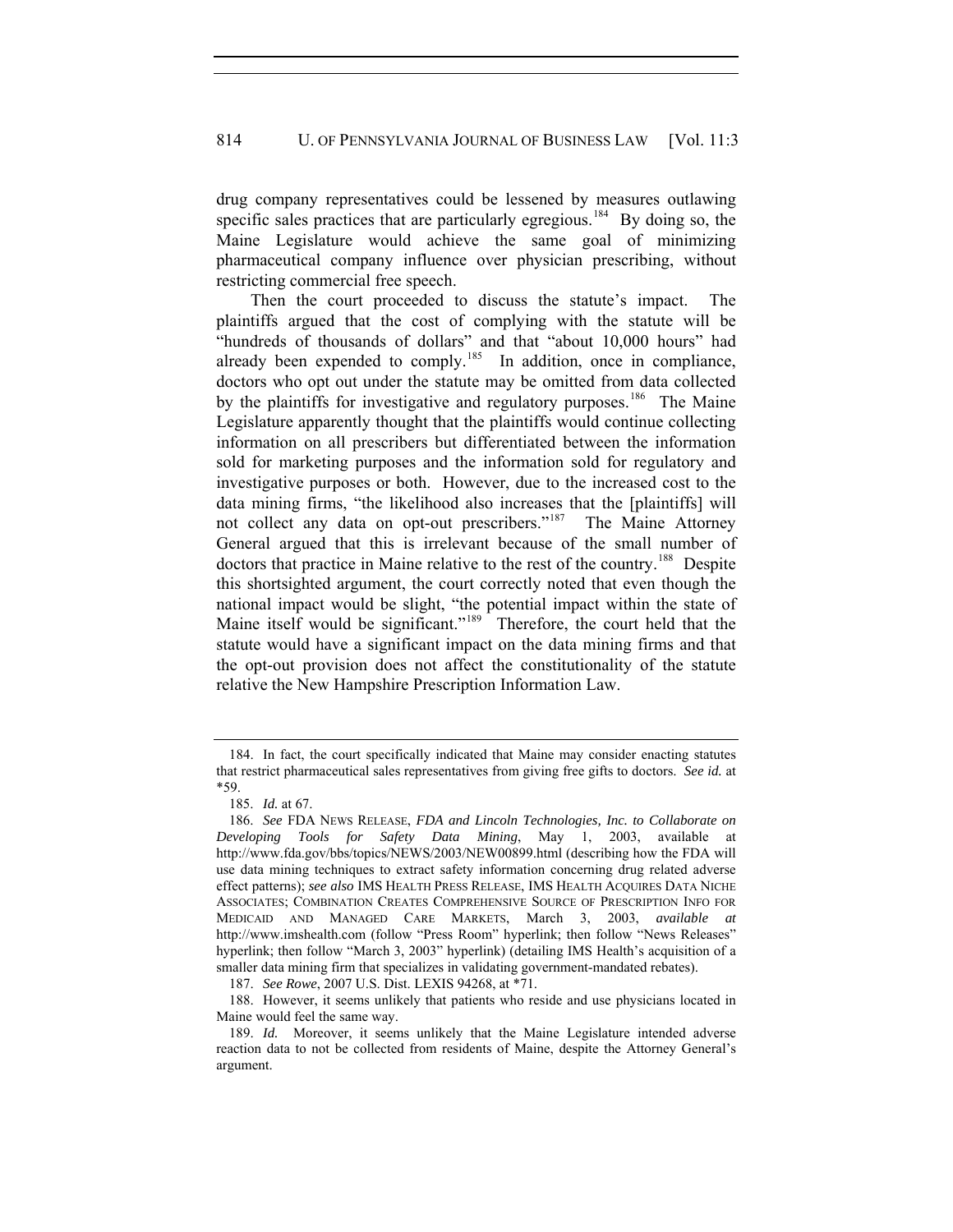drug company representatives could be lessened by measures outlawing specific sales practices that are particularly egregious.[184] By doing so, the Maine Legislature would achieve the same goal of minimizing pharmaceutical company influence over physician prescribing, without restricting commercial free speech.

Then the court proceeded to discuss the statute's impact. The plaintiffs argued that the cost of complying with the statute will be "hundreds of thousands of dollars" and that "about 10,000 hours" had already been expended to comply.[185] In addition, once in compliance, doctors who opt out under the statute may be omitted from data collected by the plaintiffs for investigative and regulatory purposes.[186] The Maine Legislature apparently thought that the plaintiffs would continue collecting information on all prescribers but differentiated between the information sold for marketing purposes and the information sold for regulatory and investigative purposes or both. However, due to the increased cost to the data mining firms, "the likelihood also increases that the [plaintiffs] will not collect any data on opt-out prescribers."[187] The Maine Attorney General argued that this is irrelevant because of the small number of doctors that practice in Maine relative to the rest of the country.[188] Despite this shortsighted argument, the court correctly noted that even though the national impact would be slight, "the potential impact within the state of Maine itself would be significant."[189] Therefore, the court held that the statute would have a significant impact on the data mining firms and that the opt-out provision does not affect the constitutionality of the statute relative the New Hampshire Prescription Information Law.

---

184. In fact, the court specifically indicated that Maine may consider enacting statutes that restrict pharmaceutical sales representatives from giving free gifts to doctors. *See id.* at *59.

185. *Id.* at 67.

186. *See* FDA NEWS RELEASE, *FDA and Lincoln Technologies, Inc. to Collaborate on Developing Tools for Safety Data Mining*, May 1, 2003, available at http://www.fda.gov/bbs/topics/NEWS/2003/NEW00899.html (describing how the FDA will use data mining techniques to extract safety information concerning drug related adverse effect patterns); *see also* IMS HEALTH PRESS RELEASE, IMS HEALTH ACQUIRES DATA NICHE ASSOCIATES; COMBINATION CREATES COMPREHENSIVE SOURCE OF PRESCRIPTION INFO FOR MEDICAID AND MANAGED CARE MARKETS, March 3, 2003, *available at* http://www.imshealth.com (follow "Press Room" hyperlink; then follow "News Releases" hyperlink; then follow "March 3, 2003" hyperlink) (detailing IMS Health's acquisition of a smaller data mining firm that specializes in validating government-mandated rebates).

187. *See Rowe*, 2007 U.S. Dist. LEXIS 94268, at *71.

188. However, it seems unlikely that patients who reside and use physicians located in Maine would feel the same way.

189. *Id.* Moreover, it seems unlikely that the Maine Legislature intended adverse reaction data to not be collected from residents of Maine, despite the Attorney General's argument.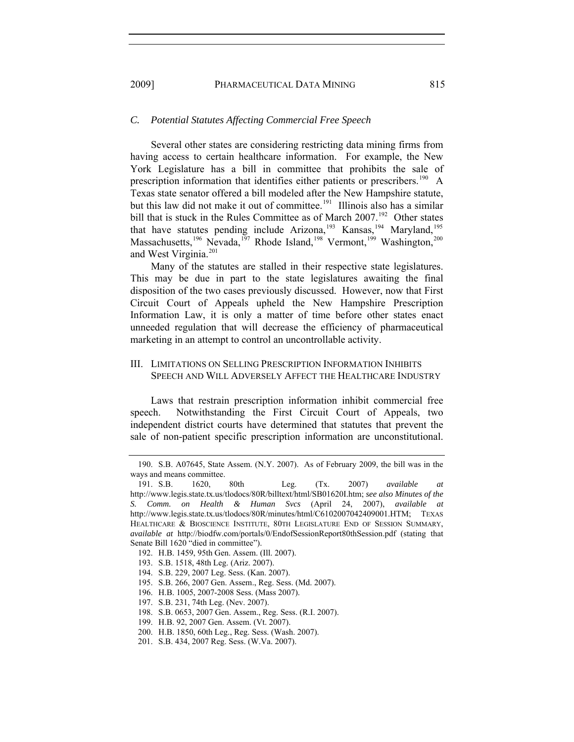### *C. Potential Statutes Affecting Commercial Free Speech*

Several other states are considering restricting data mining firms from having access to certain healthcare information. For example, the New York Legislature has a bill in committee that prohibits the sale of prescription information that identifies either patients or prescribers.[190] A Texas state senator offered a bill modeled after the New Hampshire statute, but this law did not make it out of committee.[191] Illinois also has a similar bill that is stuck in the Rules Committee as of March 2007.[192] Other states that have statutes pending include Arizona,[193] Kansas,[194] Maryland,[195] Massachusetts,[196] Nevada,[197] Rhode Island,[198] Vermont,[199] Washington,[200] and West Virginia.[201]

Many of the statutes are stalled in their respective state legislatures. This may be due in part to the state legislatures awaiting the final disposition of the two cases previously discussed. However, now that First Circuit Court of Appeals upheld the New Hampshire Prescription Information Law, it is only a matter of time before other states enact unneeded regulation that will decrease the efficiency of pharmaceutical marketing in an attempt to control an uncontrollable activity.

## III. LIMITATIONS ON SELLING PRESCRIPTION INFORMATION INHIBITS SPEECH AND WILL ADVERSELY AFFECT THE HEALTHCARE INDUSTRY

Laws that restrain prescription information inhibit commercial free speech. Notwithstanding the First Circuit Court of Appeals, two independent district courts have determined that statutes that prevent the sale of non-patient specific prescription information are unconstitutional.

---

190. S.B. A07645, State Assem. (N.Y. 2007). As of February 2009, the bill was in the ways and means committee.

191. S.B. 1620, 80th Leg. (Tx. 2007) *available at* http://www.legis.state.tx.us/tlodocs/80R/billtext/html/SB01620I.htm; *see also Minutes of the S. Comm. on Health & Human Svcs* (April 24, 2007), *available at* http://www.legis.state.tx.us/tlodocs/80R/minutes/html/C6102007042409001.HTM; TEXAS HEALTHCARE & BIOSCIENCE INSTITUTE, 80TH LEGISLATURE END OF SESSION SUMMARY, *available at* http://biodfw.com/portals/0/EndofSessionReport80thSession.pdf (stating that Senate Bill 1620 "died in committee").

192. H.B. 1459, 95th Gen. Assem. (Ill. 2007).

193. S.B. 1518, 48th Leg. (Ariz. 2007).

194. S.B. 229, 2007 Leg. Sess. (Kan. 2007).

195. S.B. 266, 2007 Gen. Assem., Reg. Sess. (Md. 2007).

196. H.B. 1005, 2007-2008 Sess. (Mass 2007).

197. S.B. 231, 74th Leg. (Nev. 2007).

198. S.B. 0653, 2007 Gen. Assem., Reg. Sess. (R.I. 2007).

199. H.B. 92, 2007 Gen. Assem. (Vt. 2007).

200. H.B. 1850, 60th Leg., Reg. Sess. (Wash. 2007).

201. S.B. 434, 2007 Reg. Sess. (W.Va. 2007).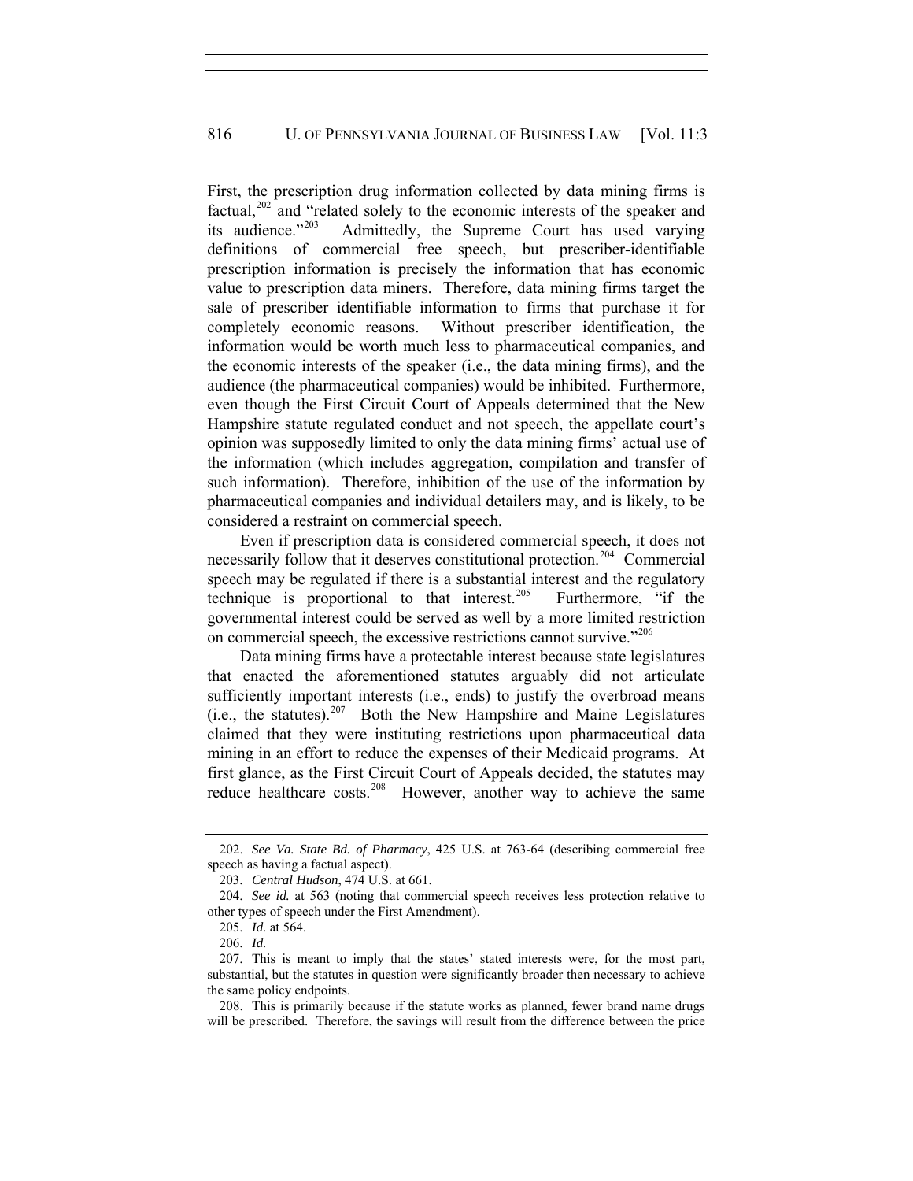First, the prescription drug information collected by data mining firms is factual,[202] and "related solely to the economic interests of the speaker and its audience."[203] Admittedly, the Supreme Court has used varying definitions of commercial free speech, but prescriber-identifiable prescription information is precisely the information that has economic value to prescription data miners. Therefore, data mining firms target the sale of prescriber identifiable information to firms that purchase it for completely economic reasons. Without prescriber identification, the information would be worth much less to pharmaceutical companies, and the economic interests of the speaker (i.e., the data mining firms), and the audience (the pharmaceutical companies) would be inhibited. Furthermore, even though the First Circuit Court of Appeals determined that the New Hampshire statute regulated conduct and not speech, the appellate court's opinion was supposedly limited to only the data mining firms' actual use of the information (which includes aggregation, compilation and transfer of such information). Therefore, inhibition of the use of the information by pharmaceutical companies and individual detailers may, and is likely, to be considered a restraint on commercial speech.

Even if prescription data is considered commercial speech, it does not necessarily follow that it deserves constitutional protection.[204] Commercial speech may be regulated if there is a substantial interest and the regulatory technique is proportional to that interest.[205] Furthermore, "if the governmental interest could be served as well by a more limited restriction on commercial speech, the excessive restrictions cannot survive."[206]

Data mining firms have a protectable interest because state legislatures that enacted the aforementioned statutes arguably did not articulate sufficiently important interests (i.e., ends) to justify the overbroad means (i.e., the statutes).[207] Both the New Hampshire and Maine Legislatures claimed that they were instituting restrictions upon pharmaceutical data mining in an effort to reduce the expenses of their Medicaid programs. At first glance, as the First Circuit Court of Appeals decided, the statutes may reduce healthcare costs.[208] However, another way to achieve the same

---

202. *See Va. State Bd. of Pharmacy*, 425 U.S. at 763-64 (describing commercial free speech as having a factual aspect).

203. *Central Hudson*, 474 U.S. at 661.

204. *See id.* at 563 (noting that commercial speech receives less protection relative to other types of speech under the First Amendment).

205. *Id.* at 564.

206. *Id.*

207. This is meant to imply that the states' stated interests were, for the most part, substantial, but the statutes in question were significantly broader then necessary to achieve the same policy endpoints.

208. This is primarily because if the statute works as planned, fewer brand name drugs will be prescribed. Therefore, the savings will result from the difference between the price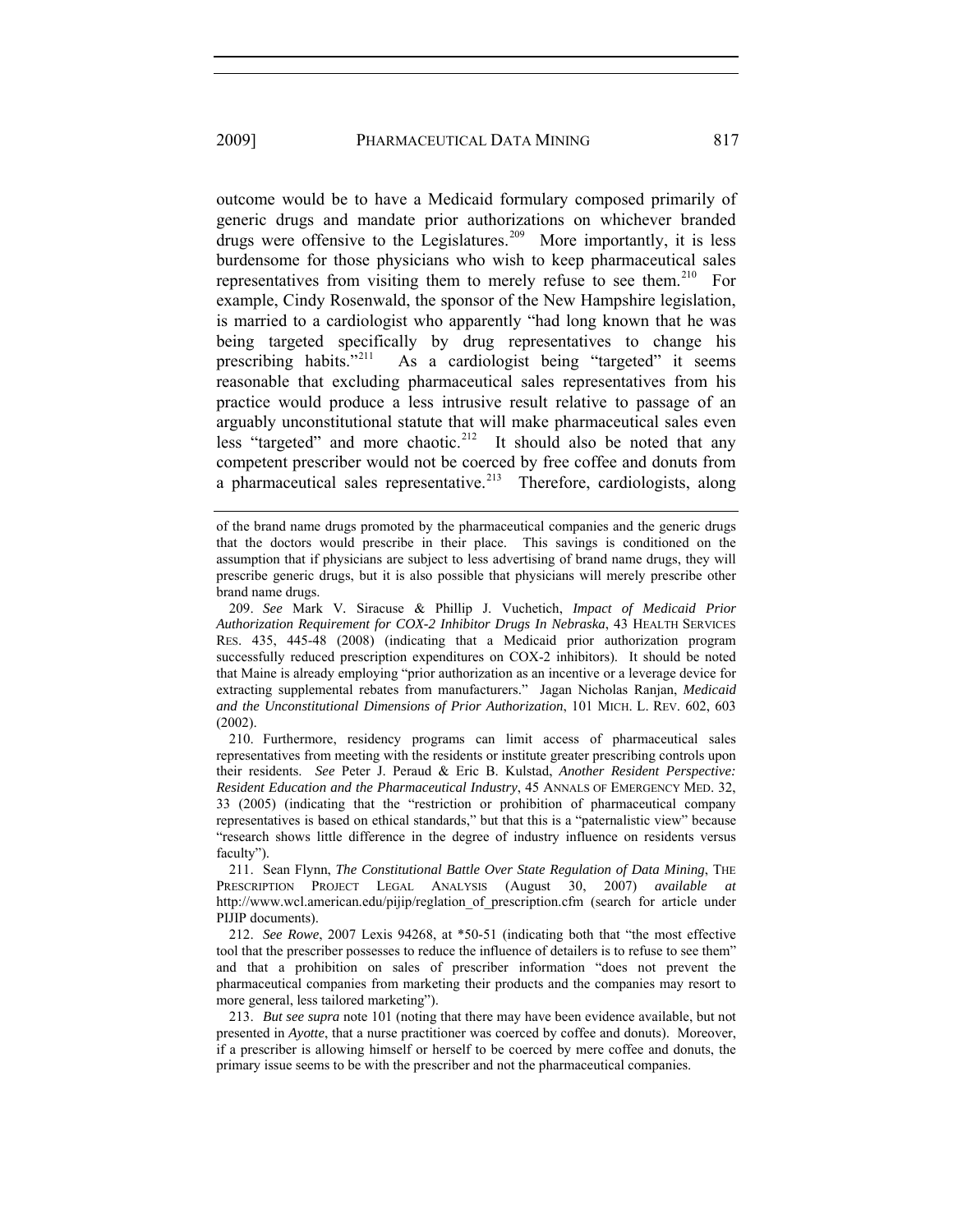outcome would be to have a Medicaid formulary composed primarily of generic drugs and mandate prior authorizations on whichever branded drugs were offensive to the Legislatures.[209] More importantly, it is less burdensome for those physicians who wish to keep pharmaceutical sales representatives from visiting them to merely refuse to see them.[210] For example, Cindy Rosenwald, the sponsor of the New Hampshire legislation, is married to a cardiologist who apparently "had long known that he was being targeted specifically by drug representatives to change his prescribing habits."[211] As a cardiologist being "targeted" it seems reasonable that excluding pharmaceutical sales representatives from his practice would produce a less intrusive result relative to passage of an arguably unconstitutional statute that will make pharmaceutical sales even less "targeted" and more chaotic.[212] It should also be noted that any competent prescriber would not be coerced by free coffee and donuts from a pharmaceutical sales representative.[213] Therefore, cardiologists, along

---

of the brand name drugs promoted by the pharmaceutical companies and the generic drugs that the doctors would prescribe in their place. This savings is conditioned on the assumption that if physicians are subject to less advertising of brand name drugs, they will prescribe generic drugs, but it is also possible that physicians will merely prescribe other brand name drugs.

209. *See* Mark V. Siracuse & Phillip J. Vuchetich, *Impact of Medicaid Prior Authorization Requirement for COX-2 Inhibitor Drugs In Nebraska*, 43 HEALTH SERVICES RES. 435, 445-48 (2008) (indicating that a Medicaid prior authorization program successfully reduced prescription expenditures on COX-2 inhibitors). It should be noted that Maine is already employing "prior authorization as an incentive or a leverage device for extracting supplemental rebates from manufacturers." Jagan Nicholas Ranjan, *Medicaid and the Unconstitutional Dimensions of Prior Authorization*, 101 MICH. L. REV. 602, 603 (2002).

210. Furthermore, residency programs can limit access of pharmaceutical sales representatives from meeting with the residents or institute greater prescribing controls upon their residents. *See* Peter J. Peraud & Eric B. Kulstad, *Another Resident Perspective: Resident Education and the Pharmaceutical Industry*, 45 ANNALS OF EMERGENCY MED. 32, 33 (2005) (indicating that the "restriction or prohibition of pharmaceutical company representatives is based on ethical standards," but that this is a "paternalistic view" because "research shows little difference in the degree of industry influence on residents versus faculty").

211. Sean Flynn, *The Constitutional Battle Over State Regulation of Data Mining*, THE PRESCRIPTION PROJECT LEGAL ANALYSIS (August 30, 2007) *available at* http://www.wcl.american.edu/pijip/reglation_of_prescription.cfm (search for article under PIJIP documents).

212. *See Rowe*, 2007 Lexis 94268, at *50-51 (indicating both that "the most effective tool that the prescriber possesses to reduce the influence of detailers is to refuse to see them" and that a prohibition on sales of prescriber information "does not prevent the pharmaceutical companies from marketing their products and the companies may resort to more general, less tailored marketing").

213. *But see supra* note 101 (noting that there may have been evidence available, but not presented in *Ayotte*, that a nurse practitioner was coerced by coffee and donuts). Moreover, if a prescriber is allowing himself or herself to be coerced by mere coffee and donuts, the primary issue seems to be with the prescriber and not the pharmaceutical companies.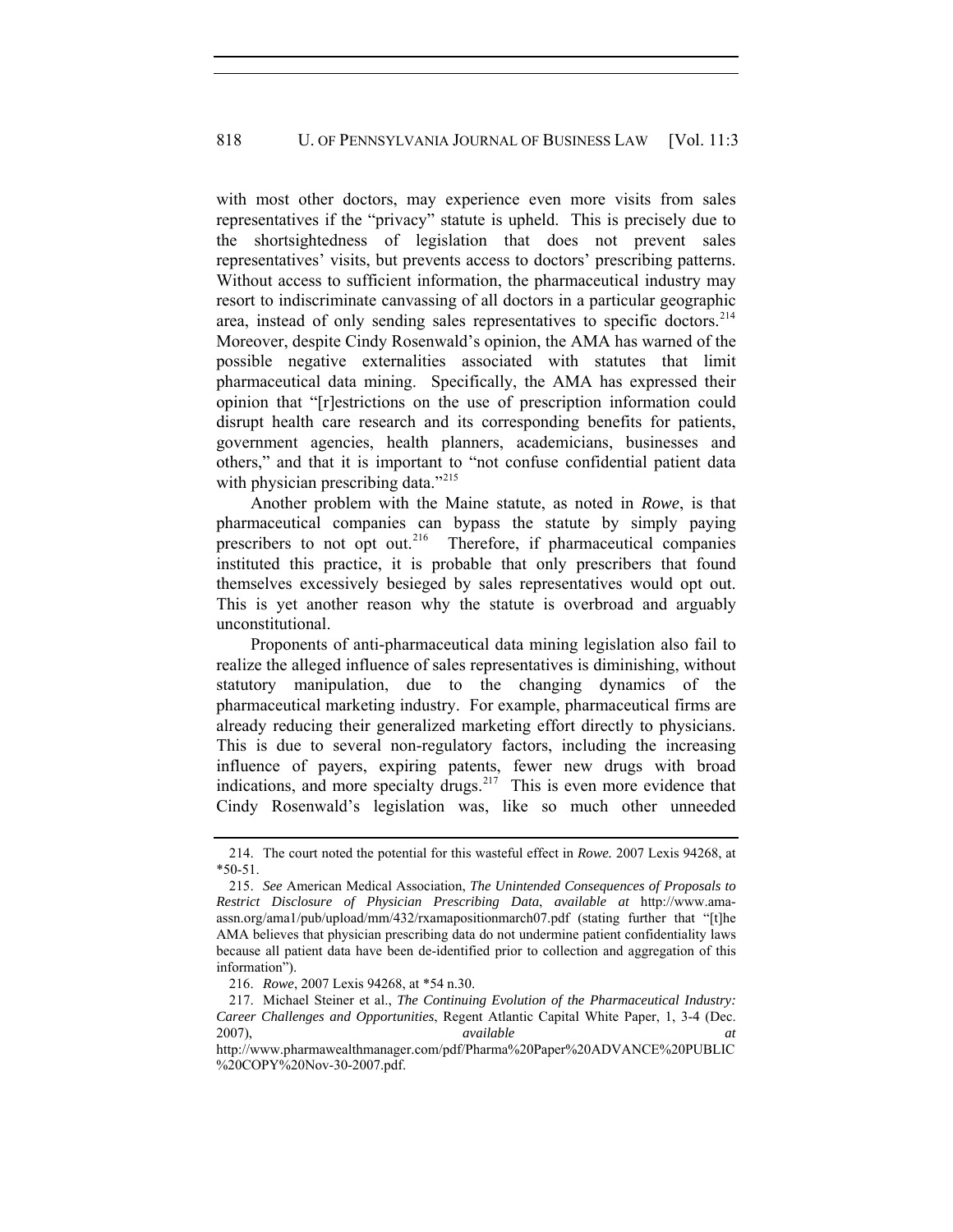with most other doctors, may experience even more visits from sales representatives if the "privacy" statute is upheld. This is precisely due to the shortsightedness of legislation that does not prevent sales representatives' visits, but prevents access to doctors' prescribing patterns. Without access to sufficient information, the pharmaceutical industry may resort to indiscriminate canvassing of all doctors in a particular geographic area, instead of only sending sales representatives to specific doctors.[214] Moreover, despite Cindy Rosenwald's opinion, the AMA has warned of the possible negative externalities associated with statutes that limit pharmaceutical data mining. Specifically, the AMA has expressed their opinion that "[r]estrictions on the use of prescription information could disrupt health care research and its corresponding benefits for patients, government agencies, health planners, academicians, businesses and others," and that it is important to "not confuse confidential patient data with physician prescribing data."[215]

Another problem with the Maine statute, as noted in *Rowe*, is that pharmaceutical companies can bypass the statute by simply paying prescribers to not opt out.[216] Therefore, if pharmaceutical companies instituted this practice, it is probable that only prescribers that found themselves excessively besieged by sales representatives would opt out. This is yet another reason why the statute is overbroad and arguably unconstitutional.

Proponents of anti-pharmaceutical data mining legislation also fail to realize the alleged influence of sales representatives is diminishing, without statutory manipulation, due to the changing dynamics of the pharmaceutical marketing industry. For example, pharmaceutical firms are already reducing their generalized marketing effort directly to physicians. This is due to several non-regulatory factors, including the increasing influence of payers, expiring patents, fewer new drugs with broad indications, and more specialty drugs.[217] This is even more evidence that Cindy Rosenwald's legislation was, like so much other unneeded

---

214. The court noted the potential for this wasteful effect in *Rowe.* 2007 Lexis 94268, at *50-51.

215. *See* American Medical Association, *The Unintended Consequences of Proposals to Restrict Disclosure of Physician Prescribing Data*, *available at* http://www.ama-assn.org/ama1/pub/upload/mm/432/rxamapositionmarch07.pdf (stating further that "[t]he AMA believes that physician prescribing data do not undermine patient confidentiality laws because all patient data have been de-identified prior to collection and aggregation of this information").

216. *Rowe*, 2007 Lexis 94268, at *54 n.30.

217. Michael Steiner et al., *The Continuing Evolution of the Pharmaceutical Industry: Career Challenges and Opportunities*, Regent Atlantic Capital White Paper, 1, 3-4 (Dec. 2007), *available at* http://www.pharmawealthmanager.com/pdf/Pharma%20Paper%20ADVANCE%20PUBLIC%20COPY%20Nov-30-2007.pdf.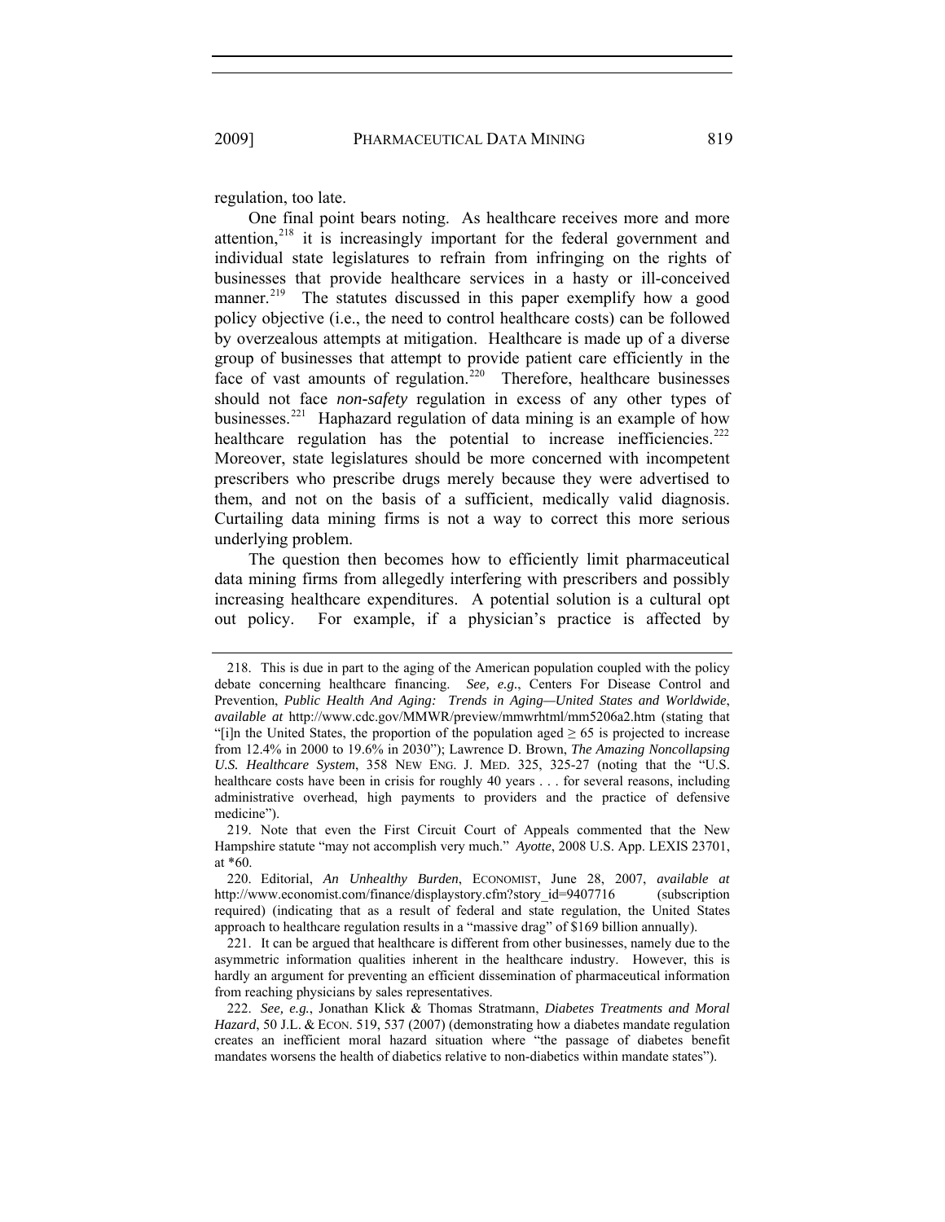regulation, too late.

One final point bears noting. As healthcare receives more and more attention,[218] it is increasingly important for the federal government and individual state legislatures to refrain from infringing on the rights of businesses that provide healthcare services in a hasty or ill-conceived manner.[219] The statutes discussed in this paper exemplify how a good policy objective (i.e., the need to control healthcare costs) can be followed by overzealous attempts at mitigation. Healthcare is made up of a diverse group of businesses that attempt to provide patient care efficiently in the face of vast amounts of regulation.[220] Therefore, healthcare businesses should not face *non-safety* regulation in excess of any other types of businesses.[221] Haphazard regulation of data mining is an example of how healthcare regulation has the potential to increase inefficiencies.[222] Moreover, state legislatures should be more concerned with incompetent prescribers who prescribe drugs merely because they were advertised to them, and not on the basis of a sufficient, medically valid diagnosis. Curtailing data mining firms is not a way to correct this more serious underlying problem.

The question then becomes how to efficiently limit pharmaceutical data mining firms from allegedly interfering with prescribers and possibly increasing healthcare expenditures. A potential solution is a cultural opt out policy. For example, if a physician's practice is affected by

---

218. This is due in part to the aging of the American population coupled with the policy debate concerning healthcare financing. *See, e.g.*, Centers For Disease Control and Prevention, *Public Health And Aging: Trends in Aging—United States and Worldwide*, *available at* http://www.cdc.gov/MMWR/preview/mmwrhtml/mm5206a2.htm (stating that "[i]n the United States, the proportion of the population aged ≥ 65 is projected to increase from 12.4% in 2000 to 19.6% in 2030"); Lawrence D. Brown, *The Amazing Noncollapsing U.S. Healthcare System*, 358 NEW ENG. J. MED. 325, 325-27 (noting that the "U.S. healthcare costs have been in crisis for roughly 40 years . . . for several reasons, including administrative overhead, high payments to providers and the practice of defensive medicine").

219. Note that even the First Circuit Court of Appeals commented that the New Hampshire statute "may not accomplish very much." *Ayotte*, 2008 U.S. App. LEXIS 23701, at *60.

220. Editorial, *An Unhealthy Burden*, ECONOMIST, June 28, 2007, *available at* http://www.economist.com/finance/displaystory.cfm?story_id=9407716 (subscription required) (indicating that as a result of federal and state regulation, the United States approach to healthcare regulation results in a "massive drag" of $169 billion annually).

221. It can be argued that healthcare is different from other businesses, namely due to the asymmetric information qualities inherent in the healthcare industry. However, this is hardly an argument for preventing an efficient dissemination of pharmaceutical information from reaching physicians by sales representatives.

222. *See, e.g.*, Jonathan Klick & Thomas Stratmann, *Diabetes Treatments and Moral Hazard*, 50 J.L. & ECON. 519, 537 (2007) (demonstrating how a diabetes mandate regulation creates an inefficient moral hazard situation where "the passage of diabetes benefit mandates worsens the health of diabetics relative to non-diabetics within mandate states").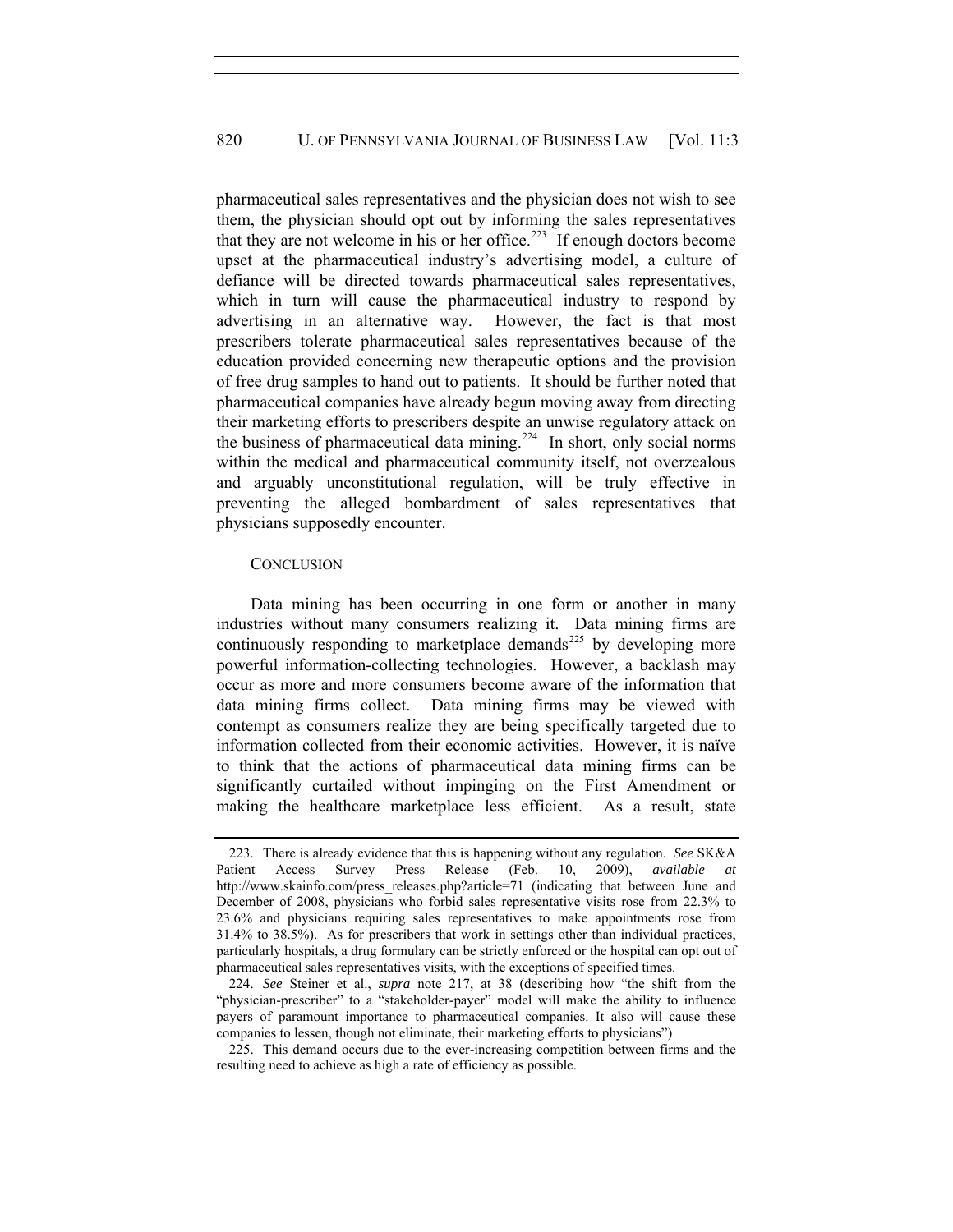pharmaceutical sales representatives and the physician does not wish to see them, the physician should opt out by informing the sales representatives that they are not welcome in his or her office.[223] If enough doctors become upset at the pharmaceutical industry's advertising model, a culture of defiance will be directed towards pharmaceutical sales representatives, which in turn will cause the pharmaceutical industry to respond by advertising in an alternative way. However, the fact is that most prescribers tolerate pharmaceutical sales representatives because of the education provided concerning new therapeutic options and the provision of free drug samples to hand out to patients. It should be further noted that pharmaceutical companies have already begun moving away from directing their marketing efforts to prescribers despite an unwise regulatory attack on the business of pharmaceutical data mining.[224] In short, only social norms within the medical and pharmaceutical community itself, not overzealous and arguably unconstitutional regulation, will be truly effective in preventing the alleged bombardment of sales representatives that physicians supposedly encounter.

## CONCLUSION

Data mining has been occurring in one form or another in many industries without many consumers realizing it. Data mining firms are continuously responding to marketplace demands[225] by developing more powerful information-collecting technologies. However, a backlash may occur as more and more consumers become aware of the information that data mining firms collect. Data mining firms may be viewed with contempt as consumers realize they are being specifically targeted due to information collected from their economic activities. However, it is naïve to think that the actions of pharmaceutical data mining firms can be significantly curtailed without impinging on the First Amendment or making the healthcare marketplace less efficient. As a result, state

---

223. There is already evidence that this is happening without any regulation. *See* SK&A Patient Access Survey Press Release (Feb. 10, 2009), *available at* http://www.skainfo.com/press_releases.php?article=71 (indicating that between June and December of 2008, physicians who forbid sales representative visits rose from 22.3% to 23.6% and physicians requiring sales representatives to make appointments rose from 31.4% to 38.5%). As for prescribers that work in settings other than individual practices, particularly hospitals, a drug formulary can be strictly enforced or the hospital can opt out of pharmaceutical sales representatives visits, with the exceptions of specified times.

224. *See* Steiner et al., *supra* note 217, at 38 (describing how "the shift from the "physician-prescriber" to a "stakeholder-payer" model will make the ability to influence payers of paramount importance to pharmaceutical companies. It also will cause these companies to lessen, though not eliminate, their marketing efforts to physicians")

225. This demand occurs due to the ever-increasing competition between firms and the resulting need to achieve as high a rate of efficiency as possible.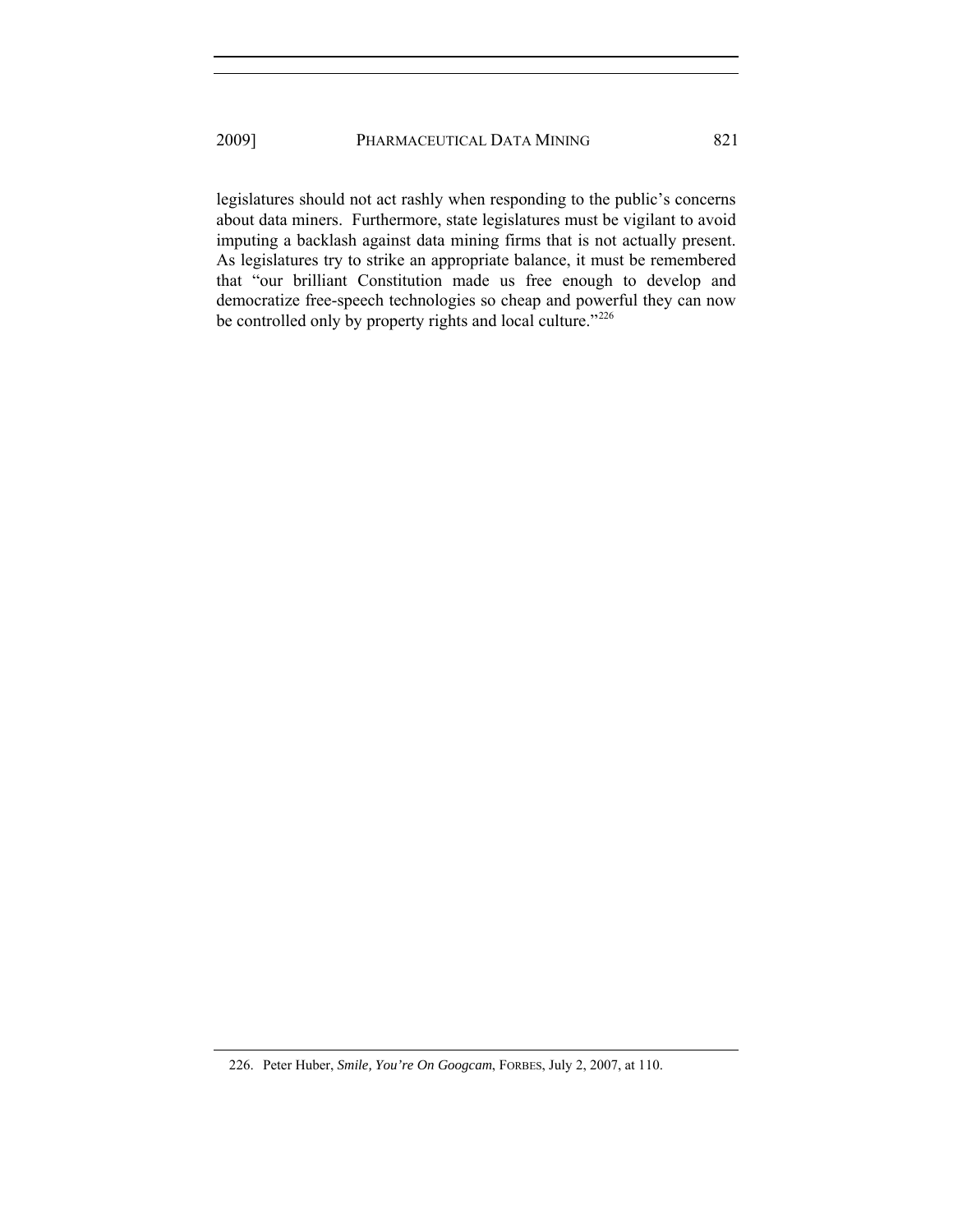legislatures should not act rashly when responding to the public's concerns about data miners. Furthermore, state legislatures must be vigilant to avoid imputing a backlash against data mining firms that is not actually present. As legislatures try to strike an appropriate balance, it must be remembered that "our brilliant Constitution made us free enough to develop and democratize free-speech technologies so cheap and powerful they can now be controlled only by property rights and local culture."[226]

226. Peter Huber, *Smile, You're On Googcam*, FORBES, July 2, 2007, at 110.